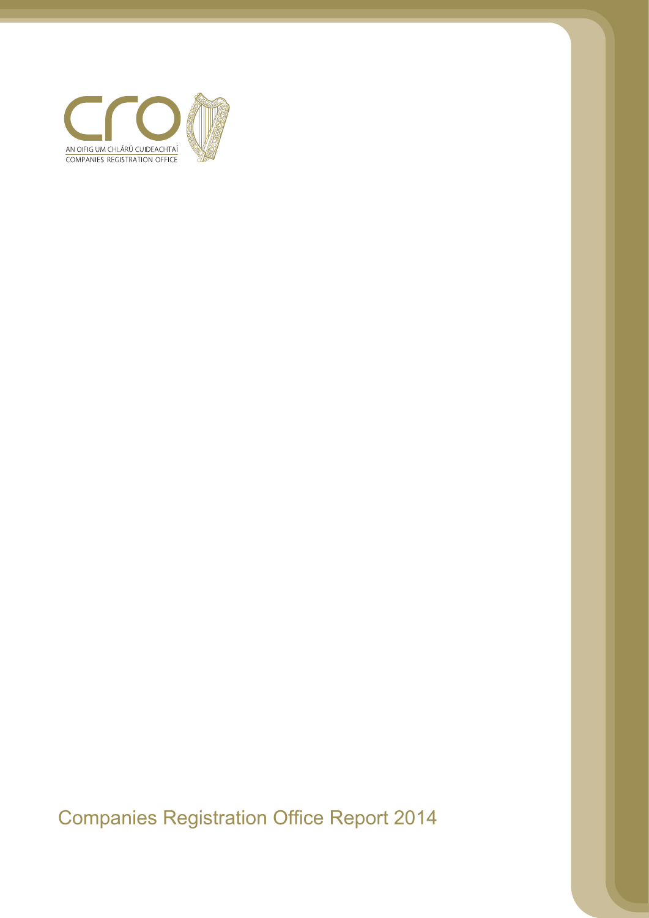AN OIFIG UM CHLÁRÚ CUIDEACHTAÍ
COMPANIES REGISTRATION OFFICE

# Companies Registration Office Report 2014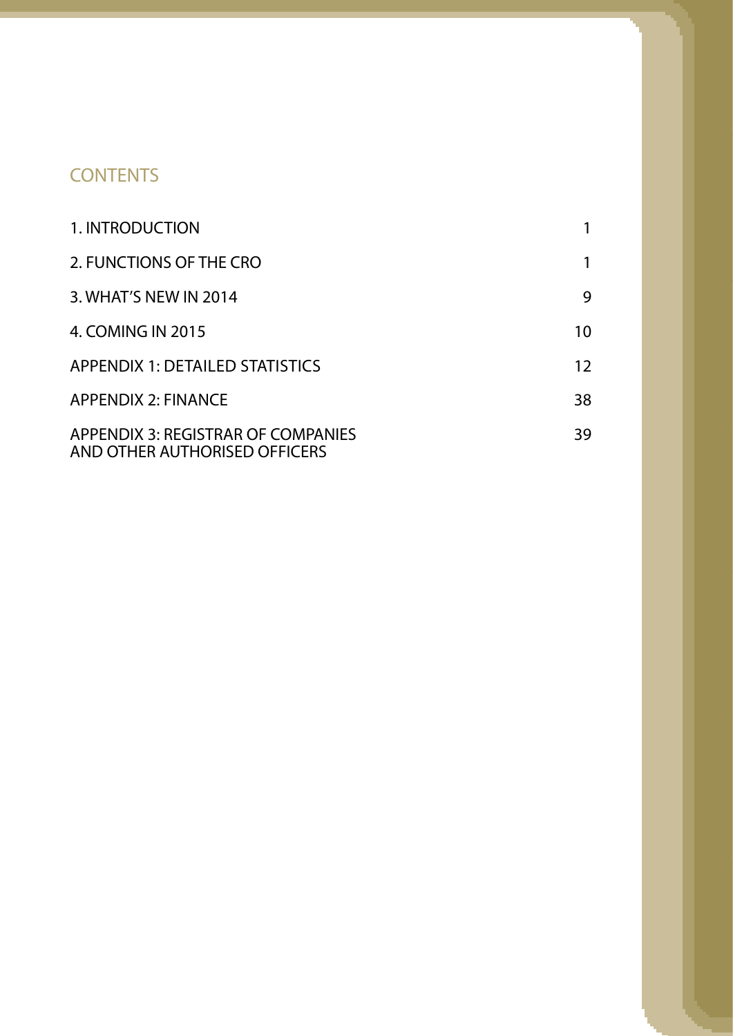# CONTENTS

| | |
|---|---|
| 1. INTRODUCTION | 1 |
| 2. FUNCTIONS OF THE CRO | 1 |
| 3. WHAT'S NEW IN 2014 | 9 |
| 4. COMING IN 2015 | 10 |
| APPENDIX 1: DETAILED STATISTICS | 12 |
| APPENDIX 2: FINANCE | 38 |
| APPENDIX 3: REGISTRAR OF COMPANIES AND OTHER AUTHORISED OFFICERS | 39 |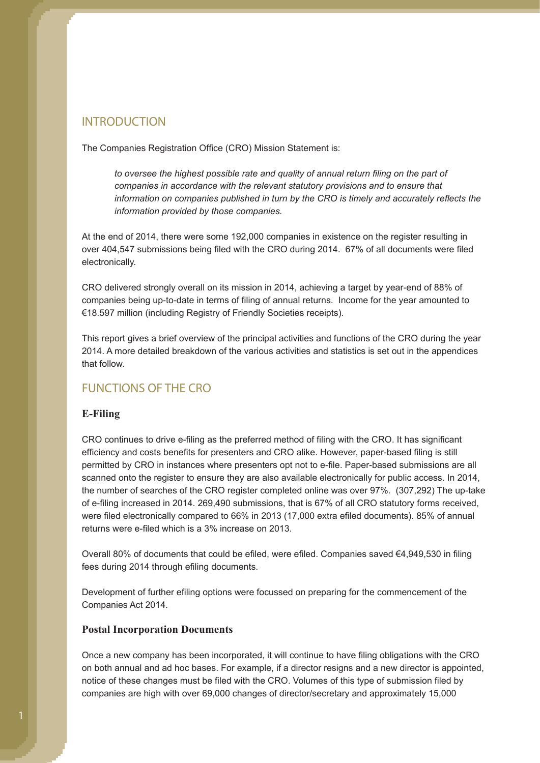## INTRODUCTION

The Companies Registration Office (CRO) Mission Statement is:

> *to oversee the highest possible rate and quality of annual return filing on the part of companies in accordance with the relevant statutory provisions and to ensure that information on companies published in turn by the CRO is timely and accurately reflects the information provided by those companies.*

At the end of 2014, there were some 192,000 companies in existence on the register resulting in over 404,547 submissions being filed with the CRO during 2014. 67% of all documents were filed electronically.

CRO delivered strongly overall on its mission in 2014, achieving a target by year-end of 88% of companies being up-to-date in terms of filing of annual returns. Income for the year amounted to €18.597 million (including Registry of Friendly Societies receipts).

This report gives a brief overview of the principal activities and functions of the CRO during the year 2014. A more detailed breakdown of the various activities and statistics is set out in the appendices that follow.

## FUNCTIONS OF THE CRO

### E-Filing

CRO continues to drive e-filing as the preferred method of filing with the CRO. It has significant efficiency and costs benefits for presenters and CRO alike. However, paper-based filing is still permitted by CRO in instances where presenters opt not to e-file. Paper-based submissions are all scanned onto the register to ensure they are also available electronically for public access. In 2014, the number of searches of the CRO register completed online was over 97%. (307,292) The up-take of e-filing increased in 2014. 269,490 submissions, that is 67% of all CRO statutory forms received, were filed electronically compared to 66% in 2013 (17,000 extra efiled documents). 85% of annual returns were e-filed which is a 3% increase on 2013.

Overall 80% of documents that could be efiled, were efiled. Companies saved €4,949,530 in filing fees during 2014 through efiling documents.

Development of further efiling options were focussed on preparing for the commencement of the Companies Act 2014.

### Postal Incorporation Documents

Once a new company has been incorporated, it will continue to have filing obligations with the CRO on both annual and ad hoc bases. For example, if a director resigns and a new director is appointed, notice of these changes must be filed with the CRO. Volumes of this type of submission filed by companies are high with over 69,000 changes of director/secretary and approximately 15,000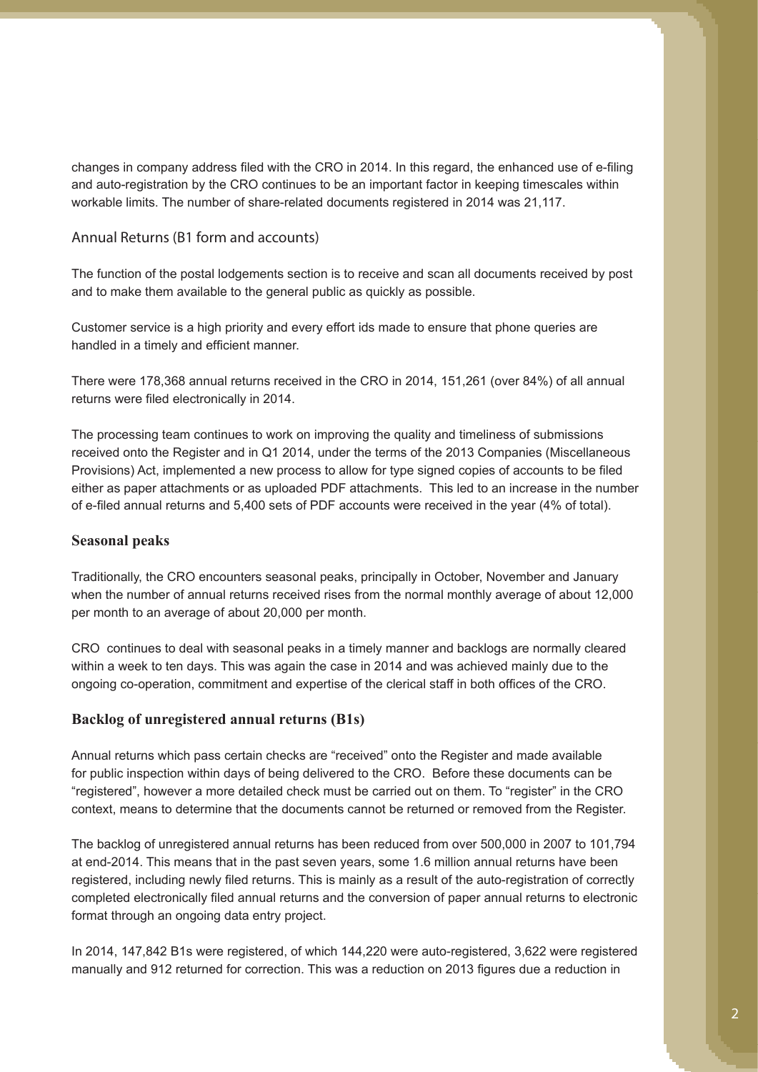changes in company address filed with the CRO in 2014. In this regard, the enhanced use of e-filing and auto-registration by the CRO continues to be an important factor in keeping timescales within workable limits. The number of share-related documents registered in 2014 was 21,117.

## Annual Returns (B1 form and accounts)

The function of the postal lodgements section is to receive and scan all documents received by post and to make them available to the general public as quickly as possible.

Customer service is a high priority and every effort ids made to ensure that phone queries are handled in a timely and efficient manner.

There were 178,368 annual returns received in the CRO in 2014, 151,261 (over 84%) of all annual returns were filed electronically in 2014.

The processing team continues to work on improving the quality and timeliness of submissions received onto the Register and in Q1 2014, under the terms of the 2013 Companies (Miscellaneous Provisions) Act, implemented a new process to allow for type signed copies of accounts to be filed either as paper attachments or as uploaded PDF attachments. This led to an increase in the number of e-filed annual returns and 5,400 sets of PDF accounts were received in the year (4% of total).

### Seasonal peaks

Traditionally, the CRO encounters seasonal peaks, principally in October, November and January when the number of annual returns received rises from the normal monthly average of about 12,000 per month to an average of about 20,000 per month.

CRO continues to deal with seasonal peaks in a timely manner and backlogs are normally cleared within a week to ten days. This was again the case in 2014 and was achieved mainly due to the ongoing co-operation, commitment and expertise of the clerical staff in both offices of the CRO.

### Backlog of unregistered annual returns (B1s)

Annual returns which pass certain checks are "received" onto the Register and made available for public inspection within days of being delivered to the CRO. Before these documents can be "registered", however a more detailed check must be carried out on them. To "register" in the CRO context, means to determine that the documents cannot be returned or removed from the Register.

The backlog of unregistered annual returns has been reduced from over 500,000 in 2007 to 101,794 at end-2014. This means that in the past seven years, some 1.6 million annual returns have been registered, including newly filed returns. This is mainly as a result of the auto-registration of correctly completed electronically filed annual returns and the conversion of paper annual returns to electronic format through an ongoing data entry project.

In 2014, 147,842 B1s were registered, of which 144,220 were auto-registered, 3,622 were registered manually and 912 returned for correction. This was a reduction on 2013 figures due a reduction in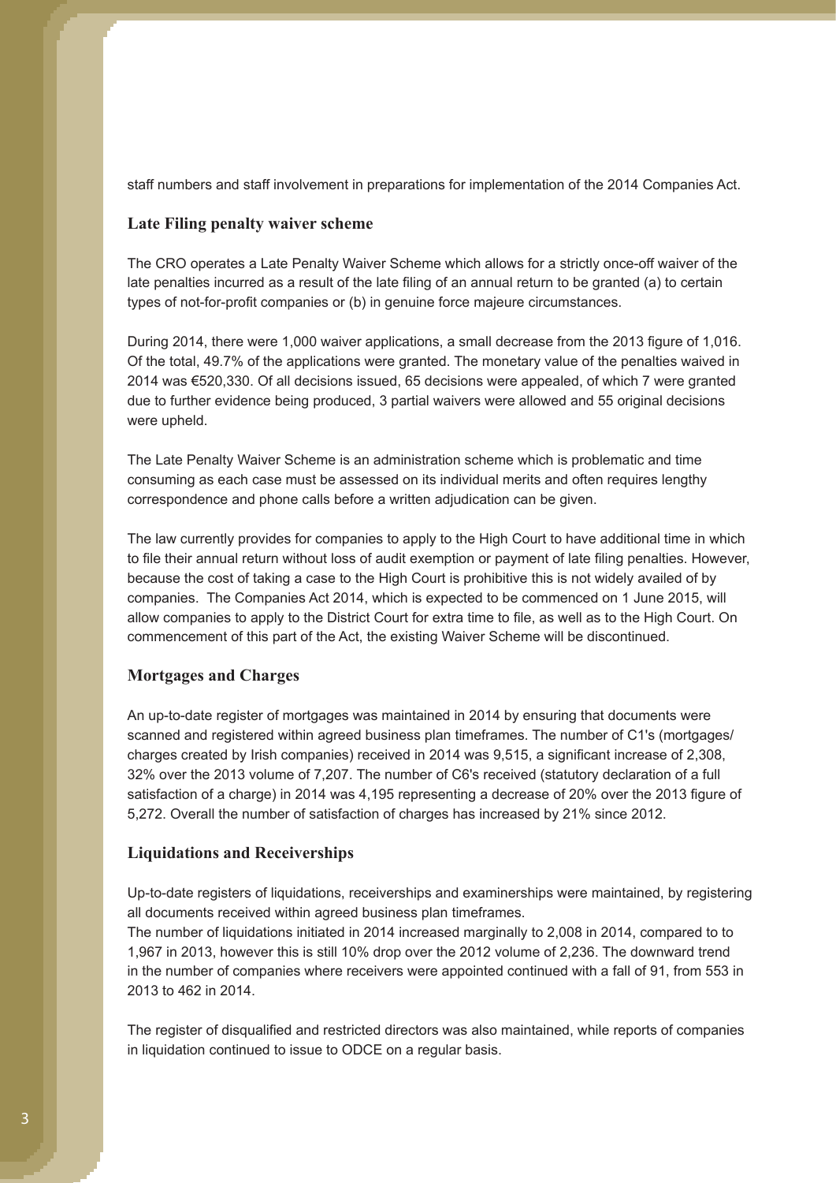staff numbers and staff involvement in preparations for implementation of the 2014 Companies Act.

### Late Filing penalty waiver scheme

The CRO operates a Late Penalty Waiver Scheme which allows for a strictly once-off waiver of the late penalties incurred as a result of the late filing of an annual return to be granted (a) to certain types of not-for-profit companies or (b) in genuine force majeure circumstances.

During 2014, there were 1,000 waiver applications, a small decrease from the 2013 figure of 1,016. Of the total, 49.7% of the applications were granted. The monetary value of the penalties waived in 2014 was €520,330. Of all decisions issued, 65 decisions were appealed, of which 7 were granted due to further evidence being produced, 3 partial waivers were allowed and 55 original decisions were upheld.

The Late Penalty Waiver Scheme is an administration scheme which is problematic and time consuming as each case must be assessed on its individual merits and often requires lengthy correspondence and phone calls before a written adjudication can be given.

The law currently provides for companies to apply to the High Court to have additional time in which to file their annual return without loss of audit exemption or payment of late filing penalties. However, because the cost of taking a case to the High Court is prohibitive this is not widely availed of by companies. The Companies Act 2014, which is expected to be commenced on 1 June 2015, will allow companies to apply to the District Court for extra time to file, as well as to the High Court. On commencement of this part of the Act, the existing Waiver Scheme will be discontinued.

### Mortgages and Charges

An up-to-date register of mortgages was maintained in 2014 by ensuring that documents were scanned and registered within agreed business plan timeframes. The number of C1's (mortgages/ charges created by Irish companies) received in 2014 was 9,515, a significant increase of 2,308, 32% over the 2013 volume of 7,207. The number of C6's received (statutory declaration of a full satisfaction of a charge) in 2014 was 4,195 representing a decrease of 20% over the 2013 figure of 5,272. Overall the number of satisfaction of charges has increased by 21% since 2012.

### Liquidations and Receiverships

Up-to-date registers of liquidations, receiverships and examinerships were maintained, by registering all documents received within agreed business plan timeframes.
The number of liquidations initiated in 2014 increased marginally to 2,008 in 2014, compared to to 1,967 in 2013, however this is still 10% drop over the 2012 volume of 2,236. The downward trend in the number of companies where receivers were appointed continued with a fall of 91, from 553 in 2013 to 462 in 2014.

The register of disqualified and restricted directors was also maintained, while reports of companies in liquidation continued to issue to ODCE on a regular basis.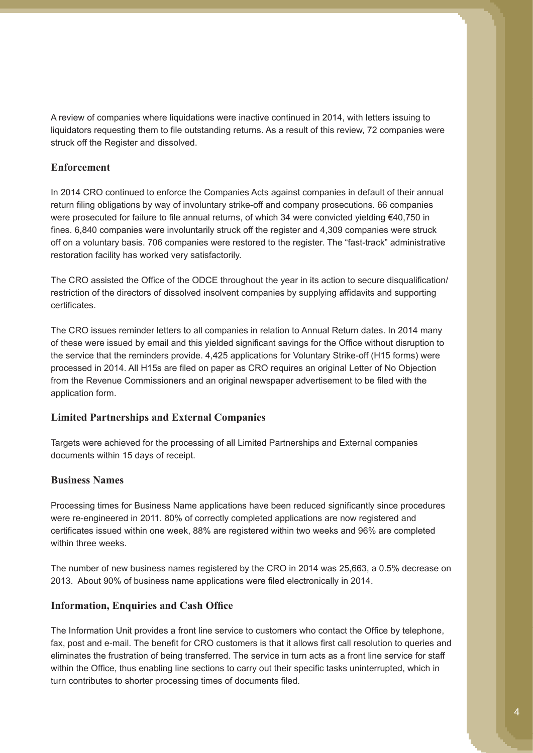A review of companies where liquidations were inactive continued in 2014, with letters issuing to liquidators requesting them to file outstanding returns. As a result of this review, 72 companies were struck off the Register and dissolved.

### Enforcement

In 2014 CRO continued to enforce the Companies Acts against companies in default of their annual return filing obligations by way of involuntary strike-off and company prosecutions. 66 companies were prosecuted for failure to file annual returns, of which 34 were convicted yielding €40,750 in fines. 6,840 companies were involuntarily struck off the register and 4,309 companies were struck off on a voluntary basis. 706 companies were restored to the register. The "fast-track" administrative restoration facility has worked very satisfactorily.

The CRO assisted the Office of the ODCE throughout the year in its action to secure disqualification/ restriction of the directors of dissolved insolvent companies by supplying affidavits and supporting certificates.

The CRO issues reminder letters to all companies in relation to Annual Return dates. In 2014 many of these were issued by email and this yielded significant savings for the Office without disruption to the service that the reminders provide. 4,425 applications for Voluntary Strike-off (H15 forms) were processed in 2014. All H15s are filed on paper as CRO requires an original Letter of No Objection from the Revenue Commissioners and an original newspaper advertisement to be filed with the application form.

### Limited Partnerships and External Companies

Targets were achieved for the processing of all Limited Partnerships and External companies documents within 15 days of receipt.

### Business Names

Processing times for Business Name applications have been reduced significantly since procedures were re-engineered in 2011. 80% of correctly completed applications are now registered and certificates issued within one week, 88% are registered within two weeks and 96% are completed within three weeks.

The number of new business names registered by the CRO in 2014 was 25,663, a 0.5% decrease on 2013. About 90% of business name applications were filed electronically in 2014.

### Information, Enquiries and Cash Office

The Information Unit provides a front line service to customers who contact the Office by telephone, fax, post and e-mail. The benefit for CRO customers is that it allows first call resolution to queries and eliminates the frustration of being transferred. The service in turn acts as a front line service for staff within the Office, thus enabling line sections to carry out their specific tasks uninterrupted, which in turn contributes to shorter processing times of documents filed.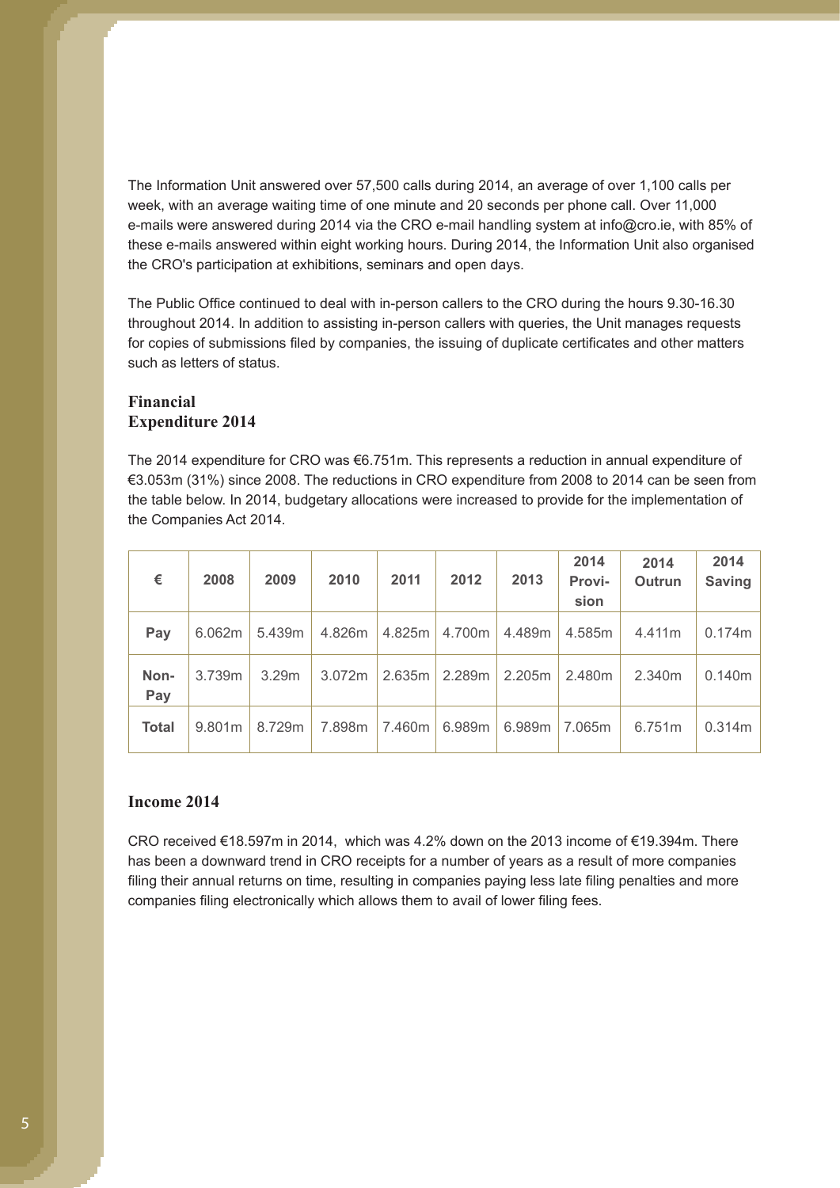The Information Unit answered over 57,500 calls during 2014, an average of over 1,100 calls per week, with an average waiting time of one minute and 20 seconds per phone call. Over 11,000 e-mails were answered during 2014 via the CRO e-mail handling system at info@cro.ie, with 85% of these e-mails answered within eight working hours. During 2014, the Information Unit also organised the CRO's participation at exhibitions, seminars and open days.

The Public Office continued to deal with in-person callers to the CRO during the hours 9.30-16.30 throughout 2014. In addition to assisting in-person callers with queries, the Unit manages requests for copies of submissions filed by companies, the issuing of duplicate certificates and other matters such as letters of status.

## Financial
## Expenditure 2014

The 2014 expenditure for CRO was €6.751m. This represents a reduction in annual expenditure of €3.053m (31%) since 2008. The reductions in CRO expenditure from 2008 to 2014 can be seen from the table below. In 2014, budgetary allocations were increased to provide for the implementation of the Companies Act 2014.

| € | 2008 | 2009 | 2010 | 2011 | 2012 | 2013 | 2014 Provision | 2014 Outrun | 2014 Saving |
|---|---|---|---|---|---|---|---|---|---|
| **Pay** | 6.062m | 5.439m | 4.826m | 4.825m | 4.700m | 4.489m | 4.585m | 4.411m | 0.174m |
| **Non-Pay** | 3.739m | 3.29m | 3.072m | 2.635m | 2.289m | 2.205m | 2.480m | 2.340m | 0.140m |
| **Total** | 9.801m | 8.729m | 7.898m | 7.460m | 6.989m | 6.989m | 7.065m | 6.751m | 0.314m |

## Income 2014

CRO received €18.597m in 2014, which was 4.2% down on the 2013 income of €19.394m. There has been a downward trend in CRO receipts for a number of years as a result of more companies filing their annual returns on time, resulting in companies paying less late filing penalties and more companies filing electronically which allows them to avail of lower filing fees.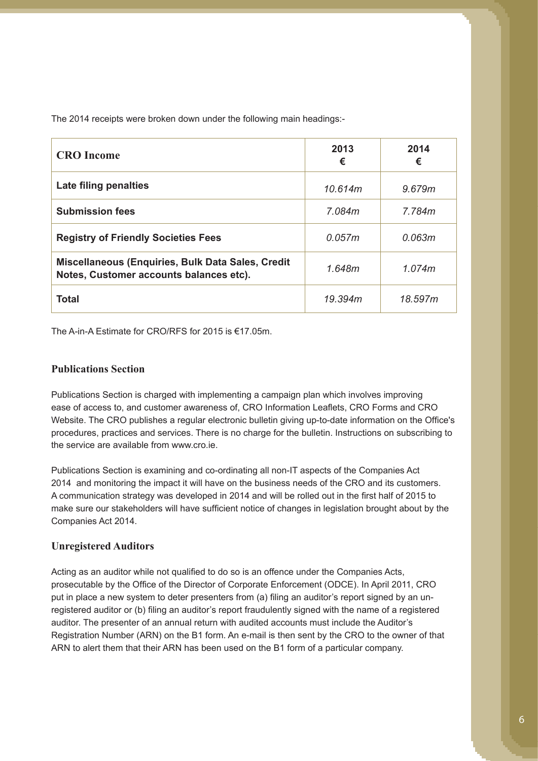The 2014 receipts were broken down under the following main headings:-

| CRO Income | 2013 € | 2014 € |
|---|---|---|
| **Late filing penalties** | *10.614m* | *9.679m* |
| **Submission fees** | *7.084m* | *7.784m* |
| **Registry of Friendly Societies Fees** | *0.057m* | *0.063m* |
| **Miscellaneous (Enquiries, Bulk Data Sales, Credit Notes, Customer accounts balances etc).** | *1.648m* | *1.074m* |
| **Total** | *19.394m* | *18.597m* |

The A-in-A Estimate for CRO/RFS for 2015 is €17.05m.

## Publications Section

Publications Section is charged with implementing a campaign plan which involves improving ease of access to, and customer awareness of, CRO Information Leaflets, CRO Forms and CRO Website. The CRO publishes a regular electronic bulletin giving up-to-date information on the Office's procedures, practices and services. There is no charge for the bulletin. Instructions on subscribing to the service are available from www.cro.ie.

Publications Section is examining and co-ordinating all non-IT aspects of the Companies Act 2014 and monitoring the impact it will have on the business needs of the CRO and its customers. A communication strategy was developed in 2014 and will be rolled out in the first half of 2015 to make sure our stakeholders will have sufficient notice of changes in legislation brought about by the Companies Act 2014.

## Unregistered Auditors

Acting as an auditor while not qualified to do so is an offence under the Companies Acts, prosecutable by the Office of the Director of Corporate Enforcement (ODCE). In April 2011, CRO put in place a new system to deter presenters from (a) filing an auditor's report signed by an un-registered auditor or (b) filing an auditor's report fraudulently signed with the name of a registered auditor. The presenter of an annual return with audited accounts must include the Auditor's Registration Number (ARN) on the B1 form. An e-mail is then sent by the CRO to the owner of that ARN to alert them that their ARN has been used on the B1 form of a particular company.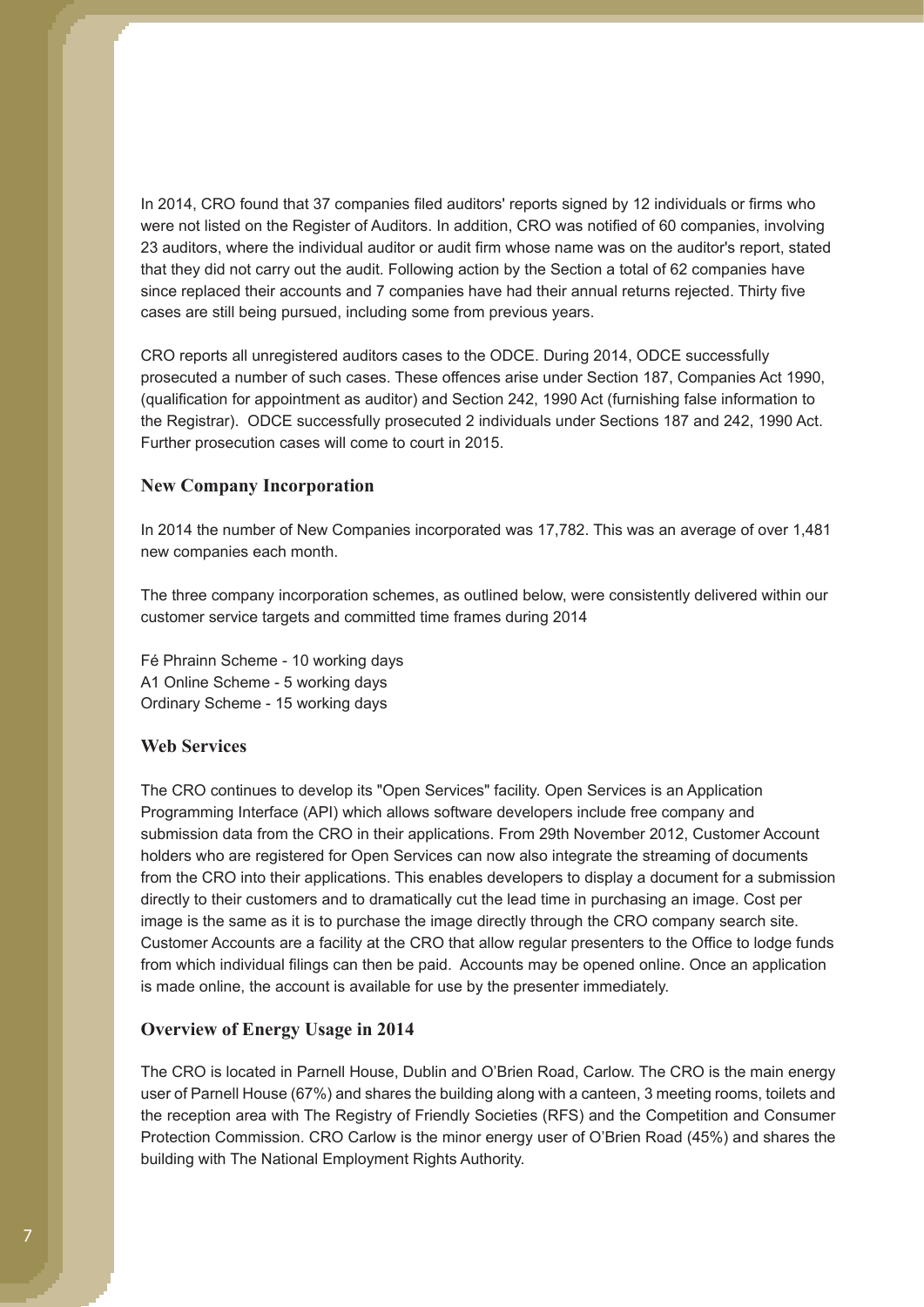In 2014, CRO found that 37 companies filed auditors' reports signed by 12 individuals or firms who were not listed on the Register of Auditors. In addition, CRO was notified of 60 companies, involving 23 auditors, where the individual auditor or audit firm whose name was on the auditor's report, stated that they did not carry out the audit. Following action by the Section a total of 62 companies have since replaced their accounts and 7 companies have had their annual returns rejected. Thirty five cases are still being pursued, including some from previous years.

CRO reports all unregistered auditors cases to the ODCE. During 2014, ODCE successfully prosecuted a number of such cases. These offences arise under Section 187, Companies Act 1990, (qualification for appointment as auditor) and Section 242, 1990 Act (furnishing false information to the Registrar). ODCE successfully prosecuted 2 individuals under Sections 187 and 242, 1990 Act. Further prosecution cases will come to court in 2015.

## New Company Incorporation

In 2014 the number of New Companies incorporated was 17,782. This was an average of over 1,481 new companies each month.

The three company incorporation schemes, as outlined below, were consistently delivered within our customer service targets and committed time frames during 2014

Fé Phrainn Scheme - 10 working days
A1 Online Scheme - 5 working days
Ordinary Scheme - 15 working days

## Web Services

The CRO continues to develop its "Open Services" facility. Open Services is an Application Programming Interface (API) which allows software developers include free company and submission data from the CRO in their applications. From 29th November 2012, Customer Account holders who are registered for Open Services can now also integrate the streaming of documents from the CRO into their applications. This enables developers to display a document for a submission directly to their customers and to dramatically cut the lead time in purchasing an image. Cost per image is the same as it is to purchase the image directly through the CRO company search site. Customer Accounts are a facility at the CRO that allow regular presenters to the Office to lodge funds from which individual filings can then be paid. Accounts may be opened online. Once an application is made online, the account is available for use by the presenter immediately.

## Overview of Energy Usage in 2014

The CRO is located in Parnell House, Dublin and O'Brien Road, Carlow. The CRO is the main energy user of Parnell House (67%) and shares the building along with a canteen, 3 meeting rooms, toilets and the reception area with The Registry of Friendly Societies (RFS) and the Competition and Consumer Protection Commission. CRO Carlow is the minor energy user of O'Brien Road (45%) and shares the building with The National Employment Rights Authority.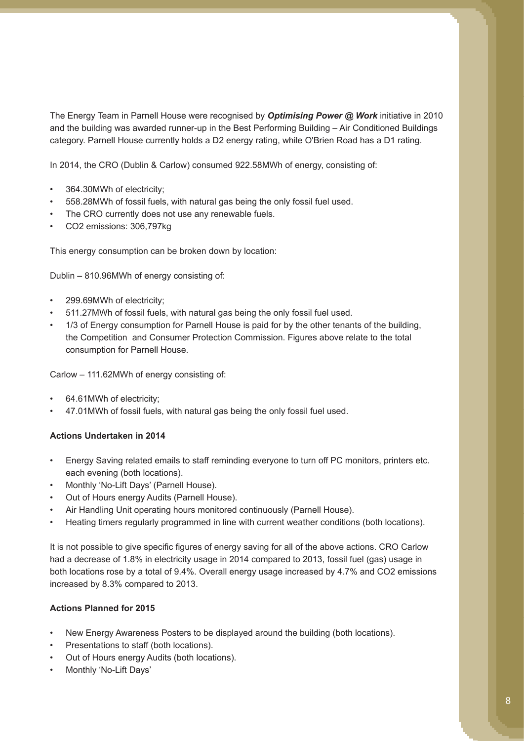The Energy Team in Parnell House were recognised by ***Optimising Power @ Work*** initiative in 2010 and the building was awarded runner-up in the Best Performing Building – Air Conditioned Buildings category. Parnell House currently holds a D2 energy rating, while O'Brien Road has a D1 rating.

In 2014, the CRO (Dublin & Carlow) consumed 922.58MWh of energy, consisting of:

- 364.30MWh of electricity;
- 558.28MWh of fossil fuels, with natural gas being the only fossil fuel used.
- The CRO currently does not use any renewable fuels.
- $CO_2$ emissions: 306,797kg

This energy consumption can be broken down by location:

Dublin – 810.96MWh of energy consisting of:

- 299.69MWh of electricity;
- 511.27MWh of fossil fuels, with natural gas being the only fossil fuel used.
- 1/3 of Energy consumption for Parnell House is paid for by the other tenants of the building, the Competition and Consumer Protection Commission. Figures above relate to the total consumption for Parnell House.

Carlow – 111.62MWh of energy consisting of:

- 64.61MWh of electricity;
- 47.01MWh of fossil fuels, with natural gas being the only fossil fuel used.

**Actions Undertaken in 2014**

- Energy Saving related emails to staff reminding everyone to turn off PC monitors, printers etc. each evening (both locations).
- Monthly 'No-Lift Days' (Parnell House).
- Out of Hours energy Audits (Parnell House).
- Air Handling Unit operating hours monitored continuously (Parnell House).
- Heating timers regularly programmed in line with current weather conditions (both locations).

It is not possible to give specific figures of energy saving for all of the above actions. CRO Carlow had a decrease of 1.8% in electricity usage in 2014 compared to 2013, fossil fuel (gas) usage in both locations rose by a total of 9.4%. Overall energy usage increased by 4.7% and $CO_2$ emissions increased by 8.3% compared to 2013.

**Actions Planned for 2015**

- New Energy Awareness Posters to be displayed around the building (both locations).
- Presentations to staff (both locations).
- Out of Hours energy Audits (both locations).
- Monthly 'No-Lift Days'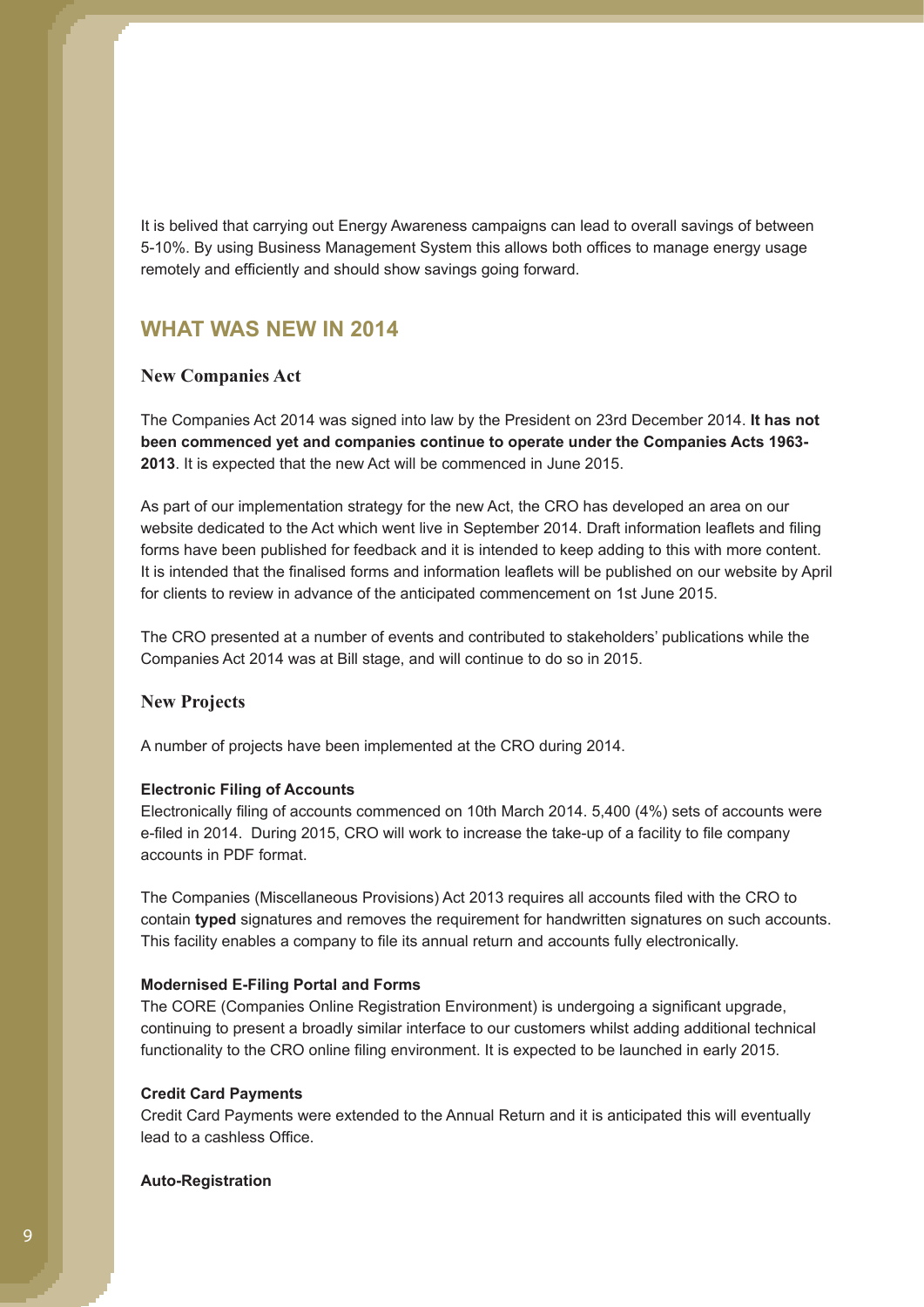It is belived that carrying out Energy Awareness campaigns can lead to overall savings of between 5-10%. By using Business Management System this allows both offices to manage energy usage remotely and efficiently and should show savings going forward.

## WHAT WAS NEW IN 2014

### New Companies Act

The Companies Act 2014 was signed into law by the President on 23rd December 2014. **It has not been commenced yet and companies continue to operate under the Companies Acts 1963-2013**. It is expected that the new Act will be commenced in June 2015.

As part of our implementation strategy for the new Act, the CRO has developed an area on our website dedicated to the Act which went live in September 2014. Draft information leaflets and filing forms have been published for feedback and it is intended to keep adding to this with more content. It is intended that the finalised forms and information leaflets will be published on our website by April for clients to review in advance of the anticipated commencement on 1st June 2015.

The CRO presented at a number of events and contributed to stakeholders' publications while the Companies Act 2014 was at Bill stage, and will continue to do so in 2015.

### New Projects

A number of projects have been implemented at the CRO during 2014.

#### Electronic Filing of Accounts

Electronically filing of accounts commenced on 10th March 2014. 5,400 (4%) sets of accounts were e-filed in 2014. During 2015, CRO will work to increase the take-up of a facility to file company accounts in PDF format.

The Companies (Miscellaneous Provisions) Act 2013 requires all accounts filed with the CRO to contain **typed** signatures and removes the requirement for handwritten signatures on such accounts. This facility enables a company to file its annual return and accounts fully electronically.

#### Modernised E-Filing Portal and Forms

The CORE (Companies Online Registration Environment) is undergoing a significant upgrade, continuing to present a broadly similar interface to our customers whilst adding additional technical functionality to the CRO online filing environment. It is expected to be launched in early 2015.

#### Credit Card Payments

Credit Card Payments were extended to the Annual Return and it is anticipated this will eventually lead to a cashless Office.

#### Auto-Registration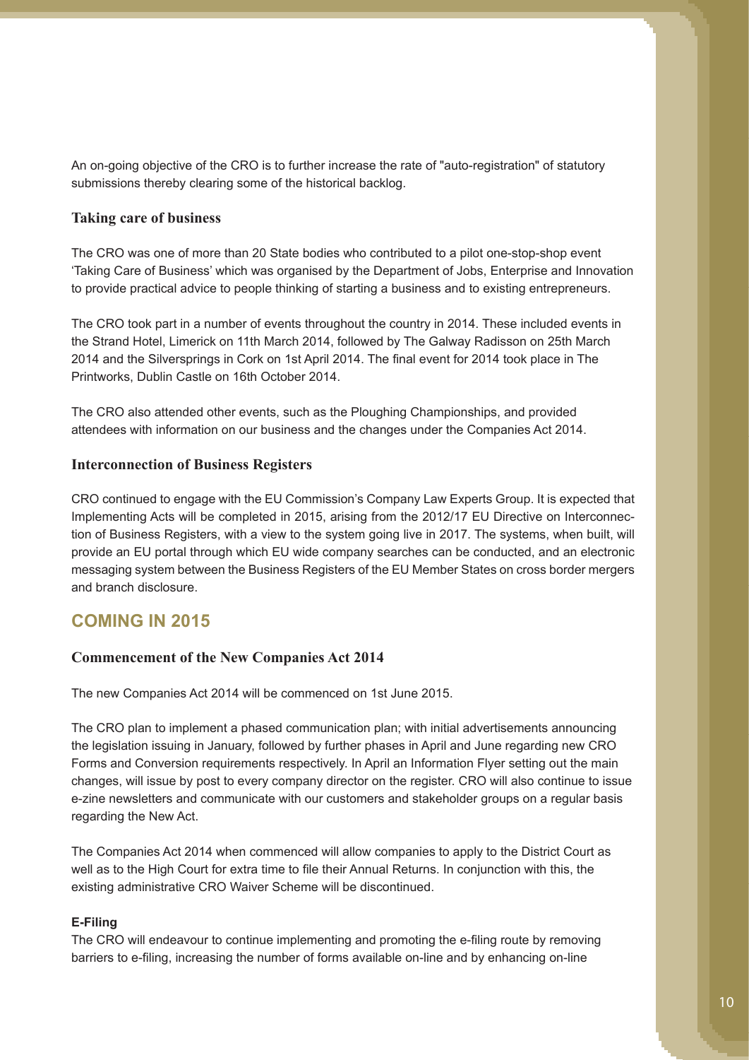An on-going objective of the CRO is to further increase the rate of "auto-registration" of statutory submissions thereby clearing some of the historical backlog.

### Taking care of business

The CRO was one of more than 20 State bodies who contributed to a pilot one-stop-shop event 'Taking Care of Business' which was organised by the Department of Jobs, Enterprise and Innovation to provide practical advice to people thinking of starting a business and to existing entrepreneurs.

The CRO took part in a number of events throughout the country in 2014. These included events in the Strand Hotel, Limerick on 11th March 2014, followed by The Galway Radisson on 25th March 2014 and the Silversprings in Cork on 1st April 2014. The final event for 2014 took place in The Printworks, Dublin Castle on 16th October 2014.

The CRO also attended other events, such as the Ploughing Championships, and provided attendees with information on our business and the changes under the Companies Act 2014.

### Interconnection of Business Registers

CRO continued to engage with the EU Commission's Company Law Experts Group. It is expected that Implementing Acts will be completed in 2015, arising from the 2012/17 EU Directive on Interconnection of Business Registers, with a view to the system going live in 2017. The systems, when built, will provide an EU portal through which EU wide company searches can be conducted, and an electronic messaging system between the Business Registers of the EU Member States on cross border mergers and branch disclosure.

## COMING IN 2015

### Commencement of the New Companies Act 2014

The new Companies Act 2014 will be commenced on 1st June 2015.

The CRO plan to implement a phased communication plan; with initial advertisements announcing the legislation issuing in January, followed by further phases in April and June regarding new CRO Forms and Conversion requirements respectively. In April an Information Flyer setting out the main changes, will issue by post to every company director on the register. CRO will also continue to issue e-zine newsletters and communicate with our customers and stakeholder groups on a regular basis regarding the New Act.

The Companies Act 2014 when commenced will allow companies to apply to the District Court as well as to the High Court for extra time to file their Annual Returns. In conjunction with this, the existing administrative CRO Waiver Scheme will be discontinued.

#### E-Filing

The CRO will endeavour to continue implementing and promoting the e-filing route by removing barriers to e-filing, increasing the number of forms available on-line and by enhancing on-line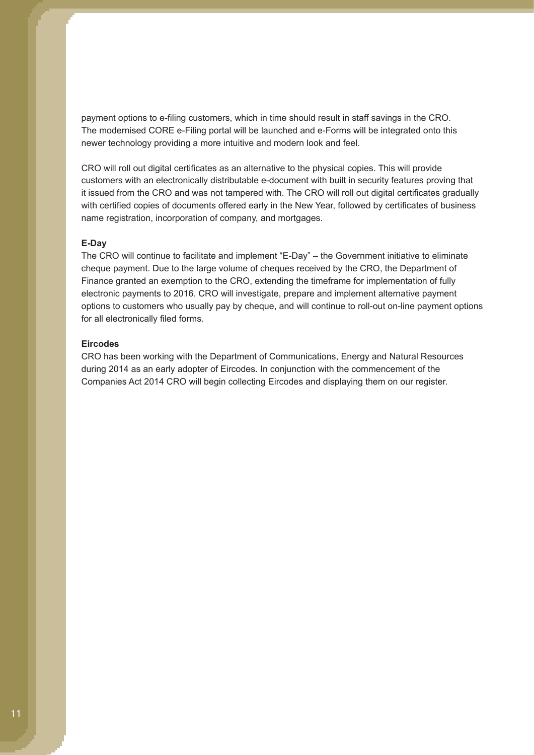payment options to e-filing customers, which in time should result in staff savings in the CRO. The modernised CORE e-Filing portal will be launched and e-Forms will be integrated onto this newer technology providing a more intuitive and modern look and feel.

CRO will roll out digital certificates as an alternative to the physical copies. This will provide customers with an electronically distributable e-document with built in security features proving that it issued from the CRO and was not tampered with. The CRO will roll out digital certificates gradually with certified copies of documents offered early in the New Year, followed by certificates of business name registration, incorporation of company, and mortgages.

**E-Day**

The CRO will continue to facilitate and implement "E-Day" – the Government initiative to eliminate cheque payment. Due to the large volume of cheques received by the CRO, the Department of Finance granted an exemption to the CRO, extending the timeframe for implementation of fully electronic payments to 2016. CRO will investigate, prepare and implement alternative payment options to customers who usually pay by cheque, and will continue to roll-out on-line payment options for all electronically filed forms.

**Eircodes**

CRO has been working with the Department of Communications, Energy and Natural Resources during 2014 as an early adopter of Eircodes. In conjunction with the commencement of the Companies Act 2014 CRO will begin collecting Eircodes and displaying them on our register.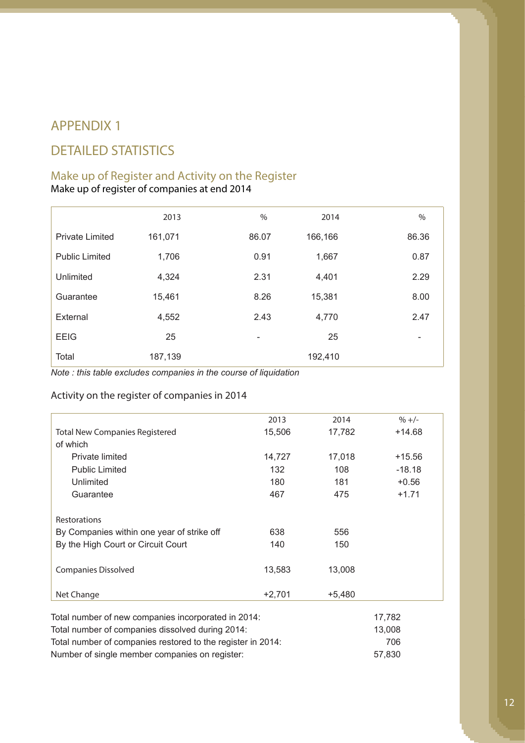# APPENDIX 1

# DETAILED STATISTICS

## Make up of Register and Activity on the Register

### Make up of register of companies at end 2014

| | 2013 | % | 2014 | % |
|---|---|---|---|---|
| Private Limited | 161,071 | 86.07 | 166,166 | 86.36 |
| Public Limited | 1,706 | 0.91 | 1,667 | 0.87 |
| Unlimited | 4,324 | 2.31 | 4,401 | 2.29 |
| Guarantee | 15,461 | 8.26 | 15,381 | 8.00 |
| External | 4,552 | 2.43 | 4,770 | 2.47 |
| EEIG | 25 | - | 25 | - |
| Total | 187,139 | | 192,410 | |

*Note : this table excludes companies in the course of liquidation*

### Activity on the register of companies in 2014

| | 2013 | 2014 | % +/- |
|---|---|---|---|
| Total New Companies Registered | 15,506 | 17,782 | +14.68 |
| of which | | | |
| Private limited | 14,727 | 17,018 | +15.56 |
| Public Limited | 132 | 108 | -18.18 |
| Unlimited | 180 | 181 | +0.56 |
| Guarantee | 467 | 475 | +1.71 |
| Restorations | | | |
| By Companies within one year of strike off | 638 | 556 | |
| By the High Court or Circuit Court | 140 | 150 | |
| Companies Dissolved | 13,583 | 13,008 | |
| Net Change | +2,701 | +5,480 | |

| | |
|---|---|
| Total number of new companies incorporated in 2014: | 17,782 |
| Total number of companies dissolved during 2014: | 13,008 |
| Total number of companies restored to the register in 2014: | 706 |
| Number of single member companies on register: | 57,830 |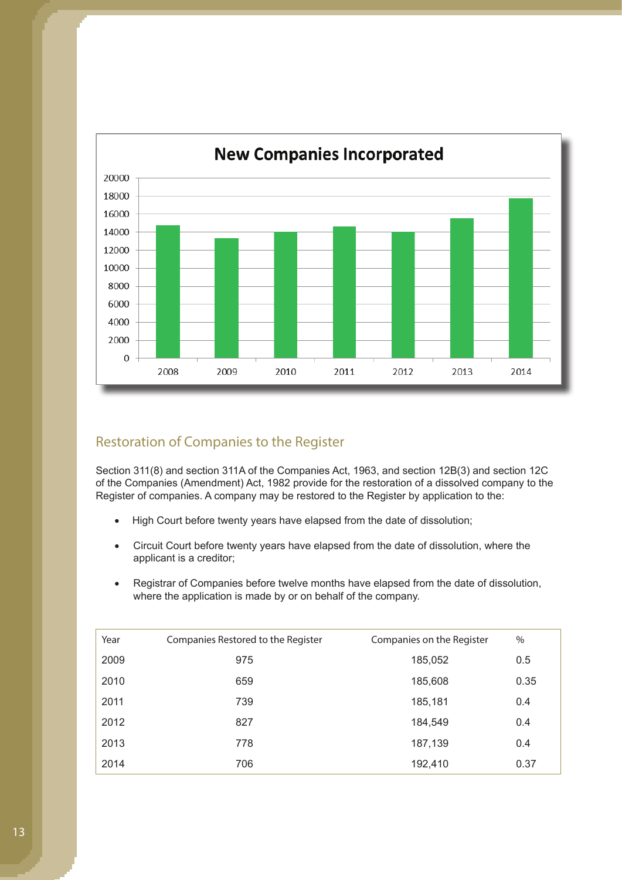New Companies Incorporated

20000
18000
16000
14000
12000
10000
8000
6000
4000
2000
0

2008 2009 2010 2011 2012 2013 2014

## Restoration of Companies to the Register

Section 311(8) and section 311A of the Companies Act, 1963, and section 12B(3) and section 12C of the Companies (Amendment) Act, 1982 provide for the restoration of a dissolved company to the Register of companies. A company may be restored to the Register by application to the:

- High Court before twenty years have elapsed from the date of dissolution;
- Circuit Court before twenty years have elapsed from the date of dissolution, where the applicant is a creditor;
- Registrar of Companies before twelve months have elapsed from the date of dissolution, where the application is made by or on behalf of the company.

| Year | Companies Restored to the Register | Companies on the Register | % |
|---|---|---|---|
| 2009 | 975 | 185,052 | 0.5 |
| 2010 | 659 | 185,608 | 0.35 |
| 2011 | 739 | 185,181 | 0.4 |
| 2012 | 827 | 184,549 | 0.4 |
| 2013 | 778 | 187,139 | 0.4 |
| 2014 | 706 | 192,410 | 0.37 |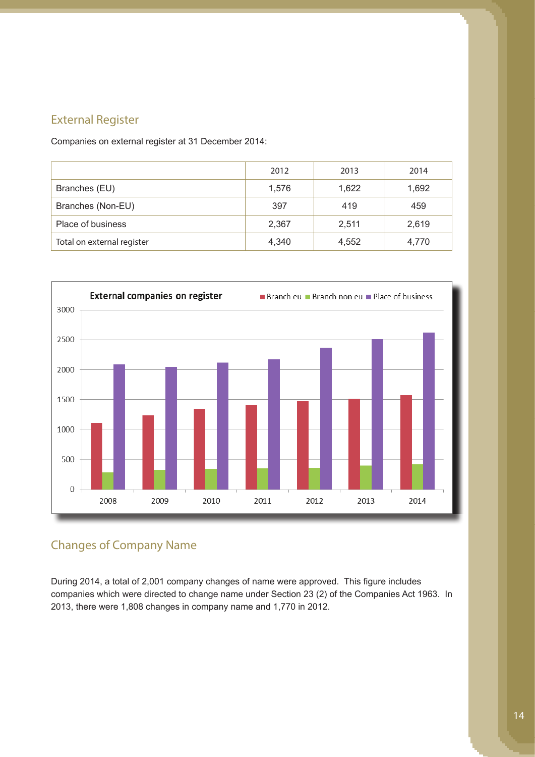## External Register

Companies on external register at 31 December 2014:

| | 2012 | 2013 | 2014 |
|---|---|---|---|
| Branches (EU) | 1,576 | 1,622 | 1,692 |
| Branches (Non-EU) | 397 | 419 | 459 |
| Place of business | 2,367 | 2,511 | 2,619 |
| Total on external register | 4,340 | 4,552 | 4,770 |

External companies on register

Branch eu
Branch non eu
Place of business

3000
2500
2000
1500
1000
500
0

2008
2009
2010
2011
2012
2013
2014

## Changes of Company Name

During 2014, a total of 2,001 company changes of name were approved. This figure includes companies which were directed to change name under Section 23 (2) of the Companies Act 1963. In 2013, there were 1,808 changes in company name and 1,770 in 2012.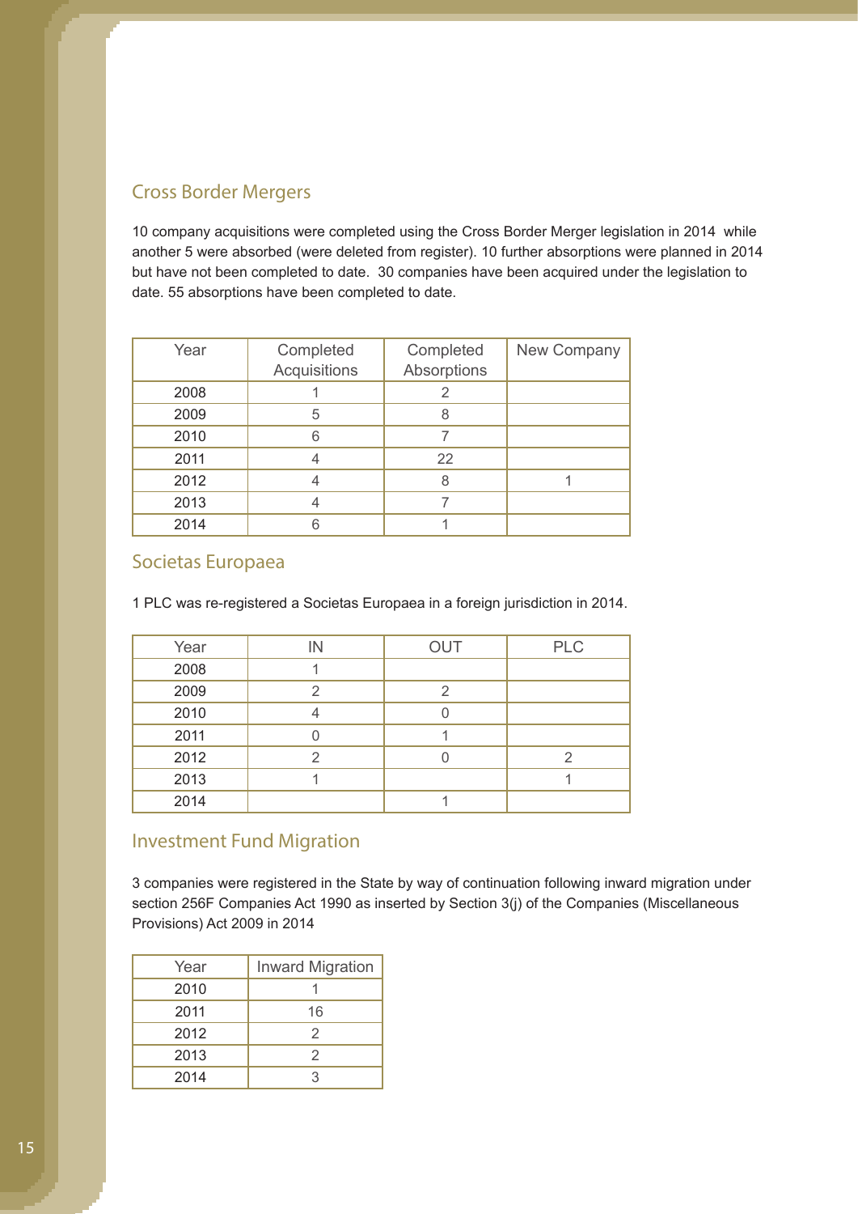## Cross Border Mergers

10 company acquisitions were completed using the Cross Border Merger legislation in 2014 while another 5 were absorbed (were deleted from register). 10 further absorptions were planned in 2014 but have not been completed to date. 30 companies have been acquired under the legislation to date. 55 absorptions have been completed to date.

| Year | Completed Acquisitions | Completed Absorptions | New Company |
|---|---|---|---|
| 2008 | 1 | 2 | |
| 2009 | 5 | 8 | |
| 2010 | 6 | 7 | |
| 2011 | 4 | 22 | |
| 2012 | 4 | 8 | 1 |
| 2013 | 4 | 7 | |
| 2014 | 6 | 1 | |

## Societas Europaea

1 PLC was re-registered a Societas Europaea in a foreign jurisdiction in 2014.

| Year | IN | OUT | PLC |
|---|---|---|---|
| 2008 | 1 | | |
| 2009 | 2 | 2 | |
| 2010 | 4 | 0 | |
| 2011 | 0 | 1 | |
| 2012 | 2 | 0 | 2 |
| 2013 | 1 | | 1 |
| 2014 | | 1 | |

## Investment Fund Migration

3 companies were registered in the State by way of continuation following inward migration under section 256F Companies Act 1990 as inserted by Section 3(j) of the Companies (Miscellaneous Provisions) Act 2009 in 2014

| Year | Inward Migration |
|---|---|
| 2010 | 1 |
| 2011 | 16 |
| 2012 | 2 |
| 2013 | 2 |
| 2014 | 3 |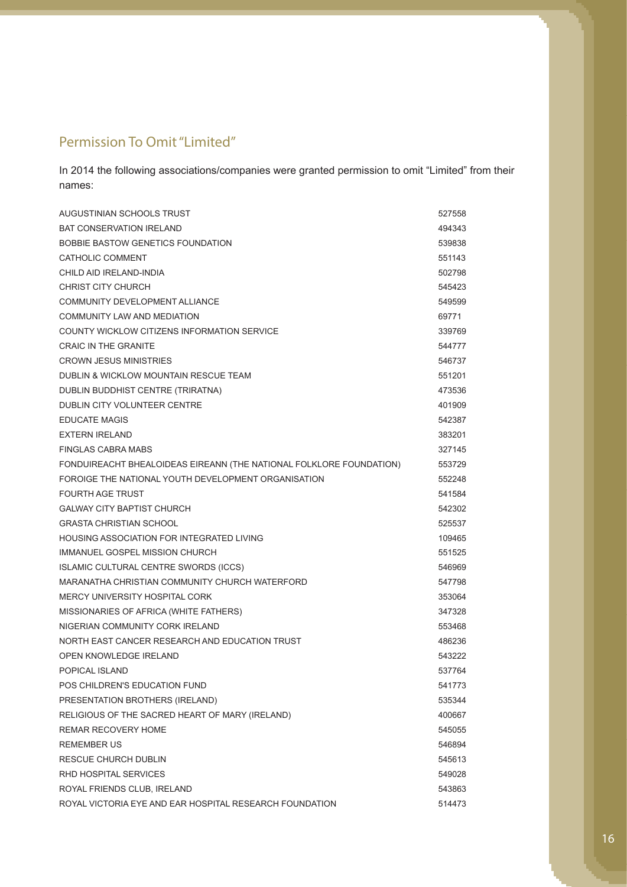## Permission To Omit "Limited"

In 2014 the following associations/companies were granted permission to omit "Limited" from their names:

| | |
|---|---|
| AUGUSTINIAN SCHOOLS TRUST | 527558 |
| BAT CONSERVATION IRELAND | 494343 |
| BOBBIE BASTOW GENETICS FOUNDATION | 539838 |
| CATHOLIC COMMENT | 551143 |
| CHILD AID IRELAND-INDIA | 502798 |
| CHRIST CITY CHURCH | 545423 |
| COMMUNITY DEVELOPMENT ALLIANCE | 549599 |
| COMMUNITY LAW AND MEDIATION | 69771 |
| COUNTY WICKLOW CITIZENS INFORMATION SERVICE | 339769 |
| CRAIC IN THE GRANITE | 544777 |
| CROWN JESUS MINISTRIES | 546737 |
| DUBLIN & WICKLOW MOUNTAIN RESCUE TEAM | 551201 |
| DUBLIN BUDDHIST CENTRE (TRIRATNA) | 473536 |
| DUBLIN CITY VOLUNTEER CENTRE | 401909 |
| EDUCATE MAGIS | 542387 |
| EXTERN IRELAND | 383201 |
| FINGLAS CABRA MABS | 327145 |
| FONDUIREACHT BHEALOIDEAS EIREANN (THE NATIONAL FOLKLORE FOUNDATION) | 553729 |
| FOROIGE THE NATIONAL YOUTH DEVELOPMENT ORGANISATION | 552248 |
| FOURTH AGE TRUST | 541584 |
| GALWAY CITY BAPTIST CHURCH | 542302 |
| GRASTA CHRISTIAN SCHOOL | 525537 |
| HOUSING ASSOCIATION FOR INTEGRATED LIVING | 109465 |
| IMMANUEL GOSPEL MISSION CHURCH | 551525 |
| ISLAMIC CULTURAL CENTRE SWORDS (ICCS) | 546969 |
| MARANATHA CHRISTIAN COMMUNITY CHURCH WATERFORD | 547798 |
| MERCY UNIVERSITY HOSPITAL CORK | 353064 |
| MISSIONARIES OF AFRICA (WHITE FATHERS) | 347328 |
| NIGERIAN COMMUNITY CORK IRELAND | 553468 |
| NORTH EAST CANCER RESEARCH AND EDUCATION TRUST | 486236 |
| OPEN KNOWLEDGE IRELAND | 543222 |
| POPICAL ISLAND | 537764 |
| POS CHILDREN'S EDUCATION FUND | 541773 |
| PRESENTATION BROTHERS (IRELAND) | 535344 |
| RELIGIOUS OF THE SACRED HEART OF MARY (IRELAND) | 400667 |
| REMAR RECOVERY HOME | 545055 |
| REMEMBER US | 546894 |
| RESCUE CHURCH DUBLIN | 545613 |
| RHD HOSPITAL SERVICES | 549028 |
| ROYAL FRIENDS CLUB, IRELAND | 543863 |
| ROYAL VICTORIA EYE AND EAR HOSPITAL RESEARCH FOUNDATION | 514473 |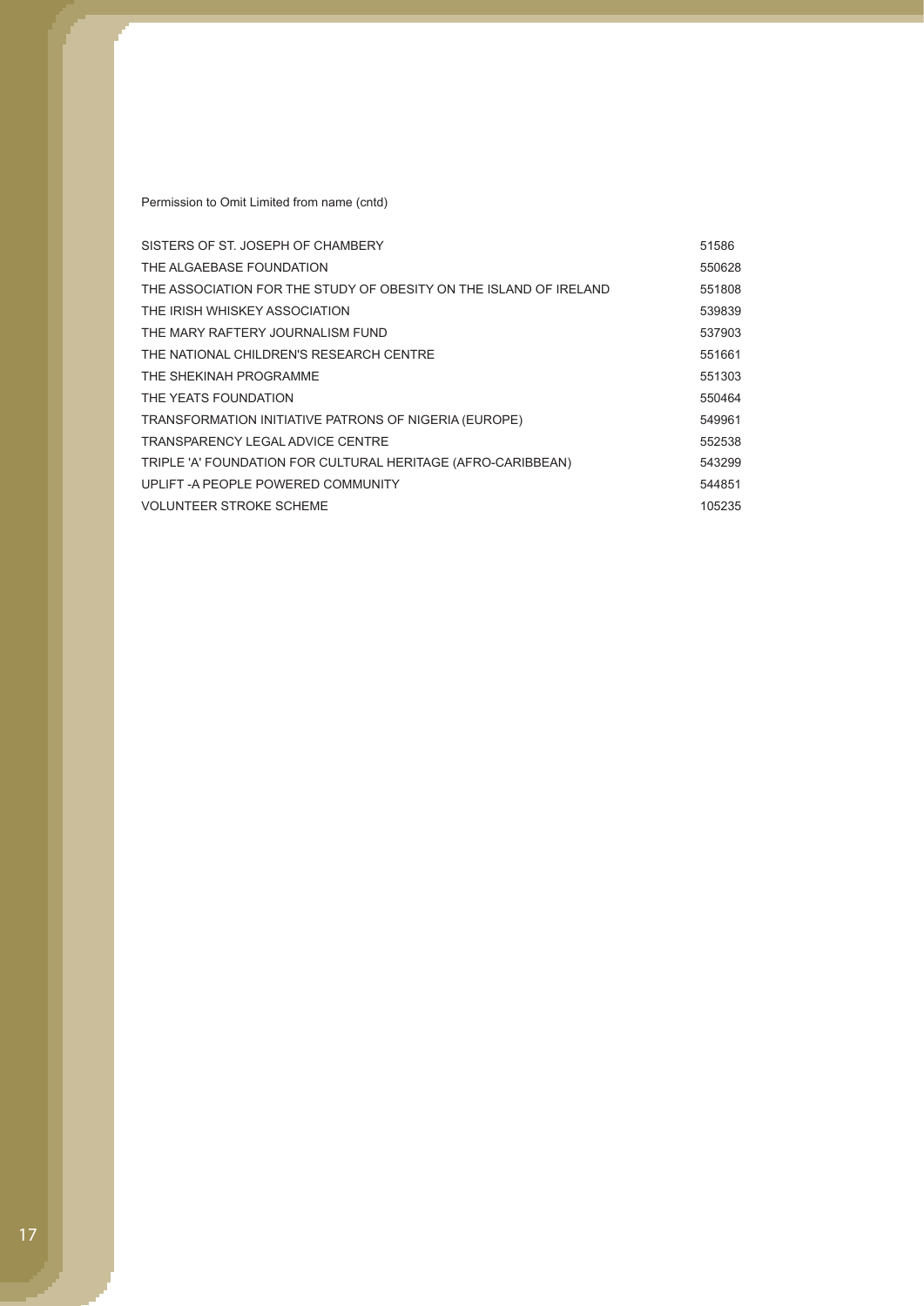Permission to Omit Limited from name (cntd)

| | |
|---|---|
| SISTERS OF ST. JOSEPH OF CHAMBERY | 51586 |
| THE ALGAEBASE FOUNDATION | 550628 |
| THE ASSOCIATION FOR THE STUDY OF OBESITY ON THE ISLAND OF IRELAND | 551808 |
| THE IRISH WHISKEY ASSOCIATION | 539839 |
| THE MARY RAFTERY JOURNALISM FUND | 537903 |
| THE NATIONAL CHILDREN'S RESEARCH CENTRE | 551661 |
| THE SHEKINAH PROGRAMME | 551303 |
| THE YEATS FOUNDATION | 550464 |
| TRANSFORMATION INITIATIVE PATRONS OF NIGERIA (EUROPE) | 549961 |
| TRANSPARENCY LEGAL ADVICE CENTRE | 552538 |
| TRIPLE 'A' FOUNDATION FOR CULTURAL HERITAGE (AFRO-CARIBBEAN) | 543299 |
| UPLIFT -A PEOPLE POWERED COMMUNITY | 544851 |
| VOLUNTEER STROKE SCHEME | 105235 |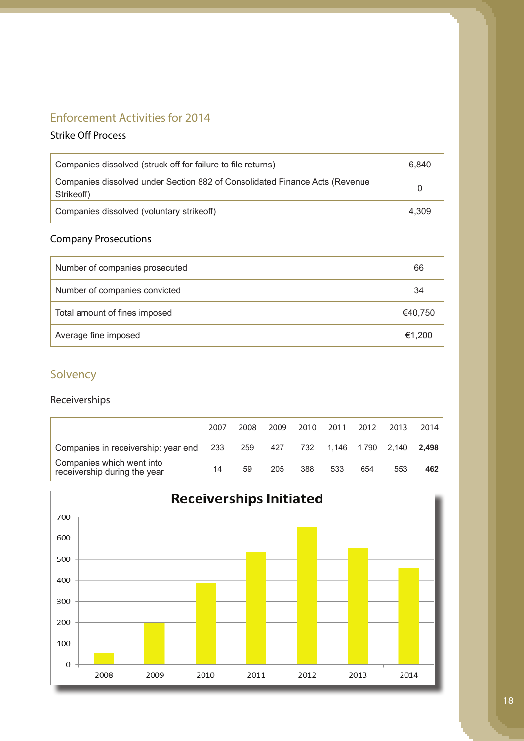## Enforcement Activities for 2014

### Strike Off Process

| | |
|---|---|
| Companies dissolved (struck off for failure to file returns) | 6,840 |
| Companies dissolved under Section 882 of Consolidated Finance Acts (Revenue Strikeoff) | 0 |
| Companies dissolved (voluntary strikeoff) | 4,309 |

### Company Prosecutions

| | |
|---|---|
| Number of companies prosecuted | 66 |
| Number of companies convicted | 34 |
| Total amount of fines imposed | €40,750 |
| Average fine imposed | €1,200 |

## Solvency

### Receiverships

| | 2007 | 2008 | 2009 | 2010 | 2011 | 2012 | 2013 | 2014 |
|---|---|---|---|---|---|---|---|---|
| Companies in receivership: year end | 233 | 259 | 427 | 732 | 1,146 | 1,790 | 2,140 | **2,498** |
| Companies which went into receivership during the year | 14 | 59 | 205 | 388 | 533 | 654 | 553 | **462** |

**Receiverships Initiated**

700
600
500
400
300
200
100
0

2008 2009 2010 2011 2012 2013 2014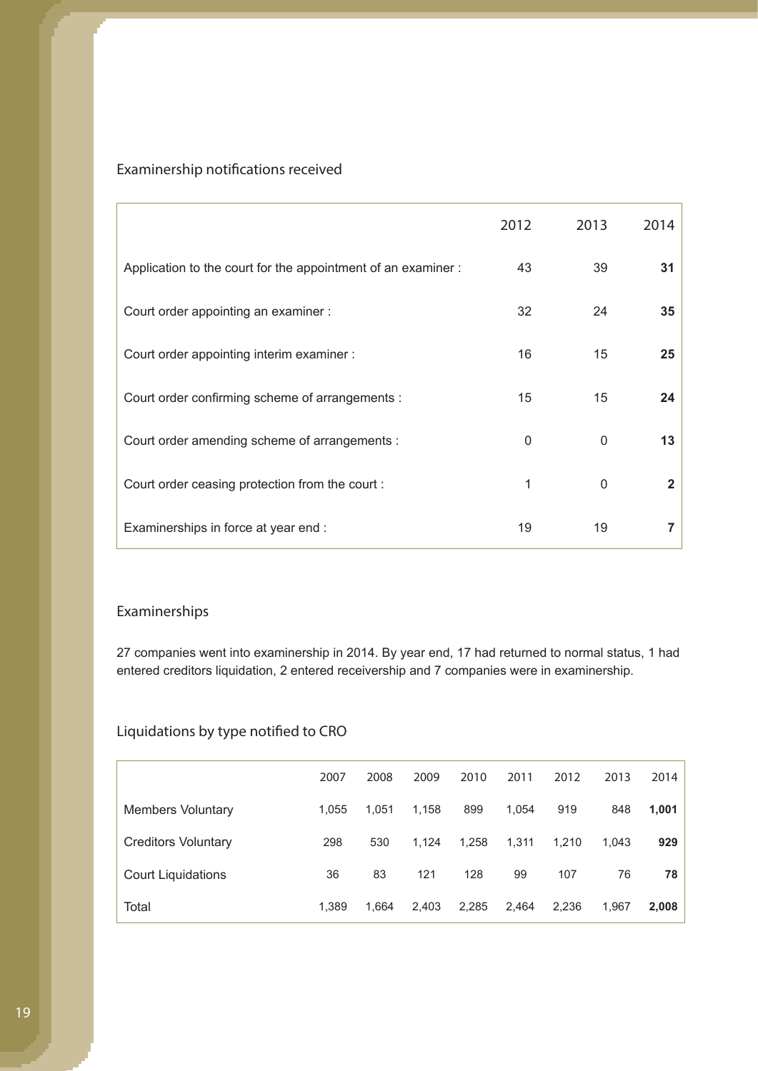## Examinership notifications received

| | 2012 | 2013 | 2014 |
|---|---|---|---|
| Application to the court for the appointment of an examiner : | 43 | 39 | **31** |
| Court order appointing an examiner : | 32 | 24 | **35** |
| Court order appointing interim examiner : | 16 | 15 | **25** |
| Court order confirming scheme of arrangements : | 15 | 15 | **24** |
| Court order amending scheme of arrangements : | 0 | 0 | **13** |
| Court order ceasing protection from the court : | 1 | 0 | **2** |
| Examinerships in force at year end : | 19 | 19 | **7** |

## Examinerships

27 companies went into examinership in 2014. By year end, 17 had returned to normal status, 1 had entered creditors liquidation, 2 entered receivership and 7 companies were in examinership.

## Liquidations by type notified to CRO

| | 2007 | 2008 | 2009 | 2010 | 2011 | 2012 | 2013 | 2014 |
|---|---|---|---|---|---|---|---|---|
| Members Voluntary | 1,055 | 1,051 | 1,158 | 899 | 1,054 | 919 | 848 | **1,001** |
| Creditors Voluntary | 298 | 530 | 1,124 | 1,258 | 1,311 | 1,210 | 1,043 | **929** |
| Court Liquidations | 36 | 83 | 121 | 128 | 99 | 107 | 76 | **78** |
| Total | 1,389 | 1,664 | 2,403 | 2,285 | 2,464 | 2,236 | 1,967 | **2,008** |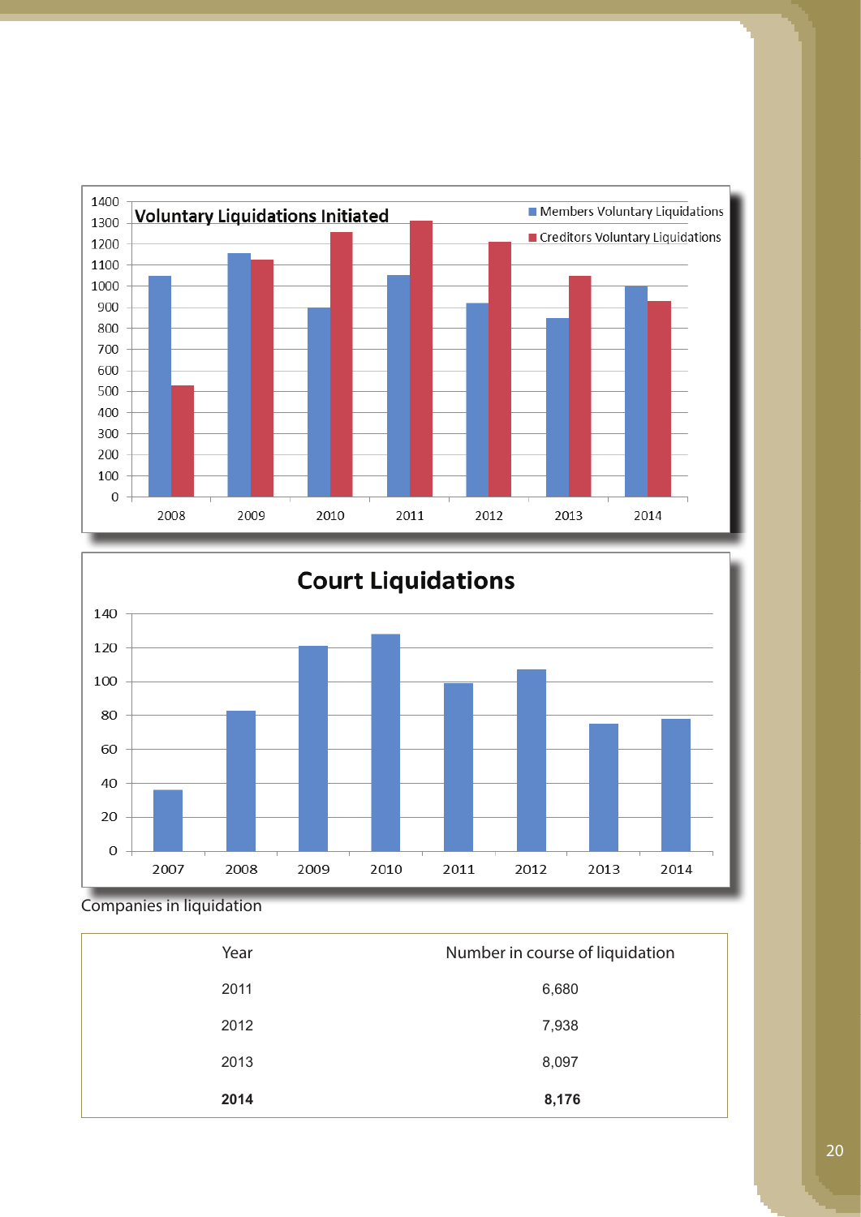Voluntary Liquidations Initiated

Members Voluntary Liquidations
Creditors Voluntary Liquidations

1400
1300
1200
1100
1000
900
800
700
600
500
400
300
200
100
0

2008 2009 2010 2011 2012 2013 2014

Court Liquidations

140
120
100
80
60
40
20
0

2007 2008 2009 2010 2011 2012 2013 2014

Companies in liquidation

| Year | Number in course of liquidation |
|---|---|
| 2011 | 6,680 |
| 2012 | 7,938 |
| 2013 | 8,097 |
| **2014** | **8,176** |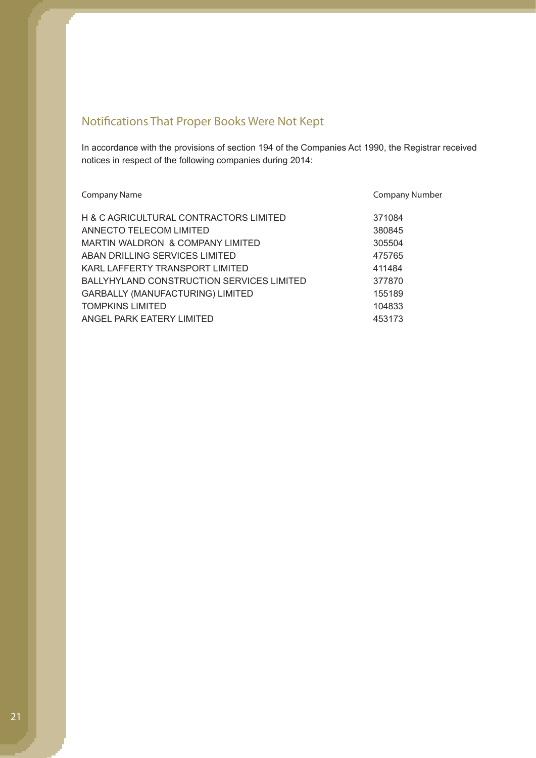## Notifications That Proper Books Were Not Kept

In accordance with the provisions of section 194 of the Companies Act 1990, the Registrar received notices in respect of the following companies during 2014:

| Company Name | Company Number |
|---|---|
| H & C AGRICULTURAL CONTRACTORS LIMITED | 371084 |
| ANNECTO TELECOM LIMITED | 380845 |
| MARTIN WALDRON & COMPANY LIMITED | 305504 |
| ABAN DRILLING SERVICES LIMITED | 475765 |
| KARL LAFFERTY TRANSPORT LIMITED | 411484 |
| BALLYHYLAND CONSTRUCTION SERVICES LIMITED | 377870 |
| GARBALLY (MANUFACTURING) LIMITED | 155189 |
| TOMPKINS LIMITED | 104833 |
| ANGEL PARK EATERY LIMITED | 453173 |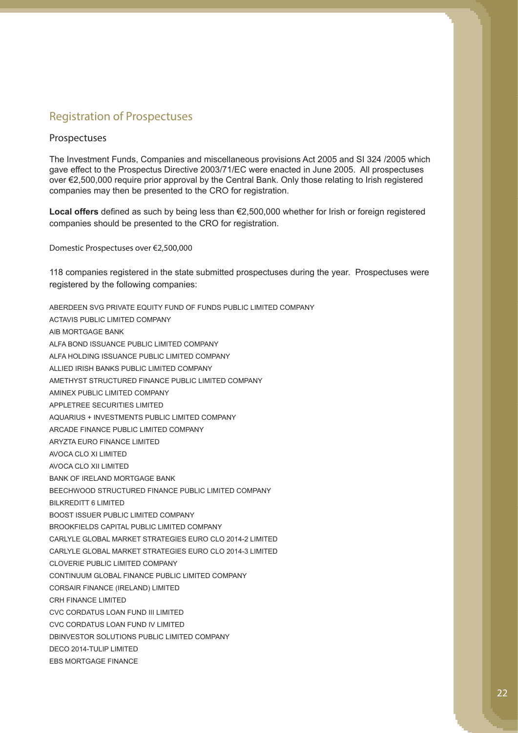## Registration of Prospectuses

### Prospectuses

The Investment Funds, Companies and miscellaneous provisions Act 2005 and SI 324 /2005 which gave effect to the Prospectus Directive 2003/71/EC were enacted in June 2005. All prospectuses over €2,500,000 require prior approval by the Central Bank. Only those relating to Irish registered companies may then be presented to the CRO for registration.

**Local offers** defined as such by being less than €2,500,000 whether for Irish or foreign registered companies should be presented to the CRO for registration.

#### Domestic Prospectuses over €2,500,000

118 companies registered in the state submitted prospectuses during the year. Prospectuses were registered by the following companies:

ABERDEEN SVG PRIVATE EQUITY FUND OF FUNDS PUBLIC LIMITED COMPANY
ACTAVIS PUBLIC LIMITED COMPANY
AIB MORTGAGE BANK
ALFA BOND ISSUANCE PUBLIC LIMITED COMPANY
ALFA HOLDING ISSUANCE PUBLIC LIMITED COMPANY
ALLIED IRISH BANKS PUBLIC LIMITED COMPANY
AMETHYST STRUCTURED FINANCE PUBLIC LIMITED COMPANY
AMINEX PUBLIC LIMITED COMPANY
APPLETREE SECURITIES LIMITED
AQUARIUS + INVESTMENTS PUBLIC LIMITED COMPANY
ARCADE FINANCE PUBLIC LIMITED COMPANY
ARYZTA EURO FINANCE LIMITED
AVOCA CLO XI LIMITED
AVOCA CLO XII LIMITED
BANK OF IRELAND MORTGAGE BANK
BEECHWOOD STRUCTURED FINANCE PUBLIC LIMITED COMPANY
BILKREDITT 6 LIMITED
BOOST ISSUER PUBLIC LIMITED COMPANY
BROOKFIELDS CAPITAL PUBLIC LIMITED COMPANY
CARLYLE GLOBAL MARKET STRATEGIES EURO CLO 2014-2 LIMITED
CARLYLE GLOBAL MARKET STRATEGIES EURO CLO 2014-3 LIMITED
CLOVERIE PUBLIC LIMITED COMPANY
CONTINUUM GLOBAL FINANCE PUBLIC LIMITED COMPANY
CORSAIR FINANCE (IRELAND) LIMITED
CRH FINANCE LIMITED
CVC CORDATUS LOAN FUND III LIMITED
CVC CORDATUS LOAN FUND IV LIMITED
DBINVESTOR SOLUTIONS PUBLIC LIMITED COMPANY
DECO 2014-TULIP LIMITED
EBS MORTGAGE FINANCE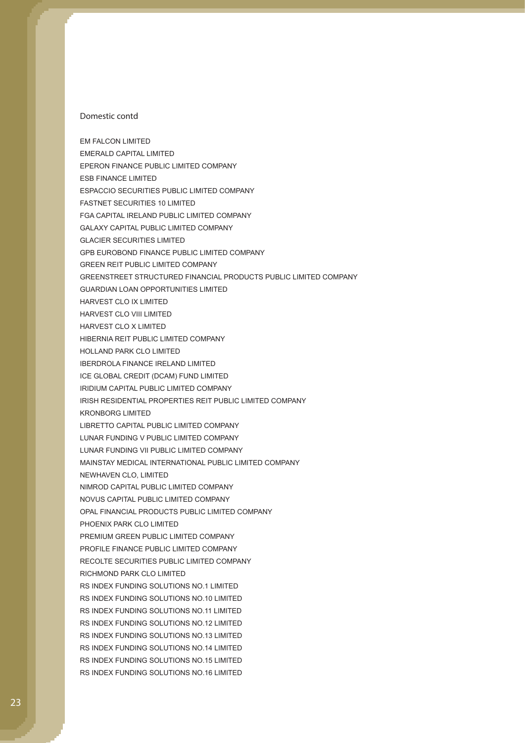Domestic contd

EM FALCON LIMITED
EMERALD CAPITAL LIMITED
EPERON FINANCE PUBLIC LIMITED COMPANY
ESB FINANCE LIMITED
ESPACCIO SECURITIES PUBLIC LIMITED COMPANY
FASTNET SECURITIES 10 LIMITED
FGA CAPITAL IRELAND PUBLIC LIMITED COMPANY
GALAXY CAPITAL PUBLIC LIMITED COMPANY
GLACIER SECURITIES LIMITED
GPB EUROBOND FINANCE PUBLIC LIMITED COMPANY
GREEN REIT PUBLIC LIMITED COMPANY
GREENSTREET STRUCTURED FINANCIAL PRODUCTS PUBLIC LIMITED COMPANY
GUARDIAN LOAN OPPORTUNITIES LIMITED
HARVEST CLO IX LIMITED
HARVEST CLO VIII LIMITED
HARVEST CLO X LIMITED
HIBERNIA REIT PUBLIC LIMITED COMPANY
HOLLAND PARK CLO LIMITED
IBERDROLA FINANCE IRELAND LIMITED
ICE GLOBAL CREDIT (DCAM) FUND LIMITED
IRIDIUM CAPITAL PUBLIC LIMITED COMPANY
IRISH RESIDENTIAL PROPERTIES REIT PUBLIC LIMITED COMPANY
KRONBORG LIMITED
LIBRETTO CAPITAL PUBLIC LIMITED COMPANY
LUNAR FUNDING V PUBLIC LIMITED COMPANY
LUNAR FUNDING VII PUBLIC LIMITED COMPANY
MAINSTAY MEDICAL INTERNATIONAL PUBLIC LIMITED COMPANY
NEWHAVEN CLO, LIMITED
NIMROD CAPITAL PUBLIC LIMITED COMPANY
NOVUS CAPITAL PUBLIC LIMITED COMPANY
OPAL FINANCIAL PRODUCTS PUBLIC LIMITED COMPANY
PHOENIX PARK CLO LIMITED
PREMIUM GREEN PUBLIC LIMITED COMPANY
PROFILE FINANCE PUBLIC LIMITED COMPANY
RECOLTE SECURITIES PUBLIC LIMITED COMPANY
RICHMOND PARK CLO LIMITED
RS INDEX FUNDING SOLUTIONS NO.1 LIMITED
RS INDEX FUNDING SOLUTIONS NO.10 LIMITED
RS INDEX FUNDING SOLUTIONS NO.11 LIMITED
RS INDEX FUNDING SOLUTIONS NO.12 LIMITED
RS INDEX FUNDING SOLUTIONS NO.13 LIMITED
RS INDEX FUNDING SOLUTIONS NO.14 LIMITED
RS INDEX FUNDING SOLUTIONS NO.15 LIMITED
RS INDEX FUNDING SOLUTIONS NO.16 LIMITED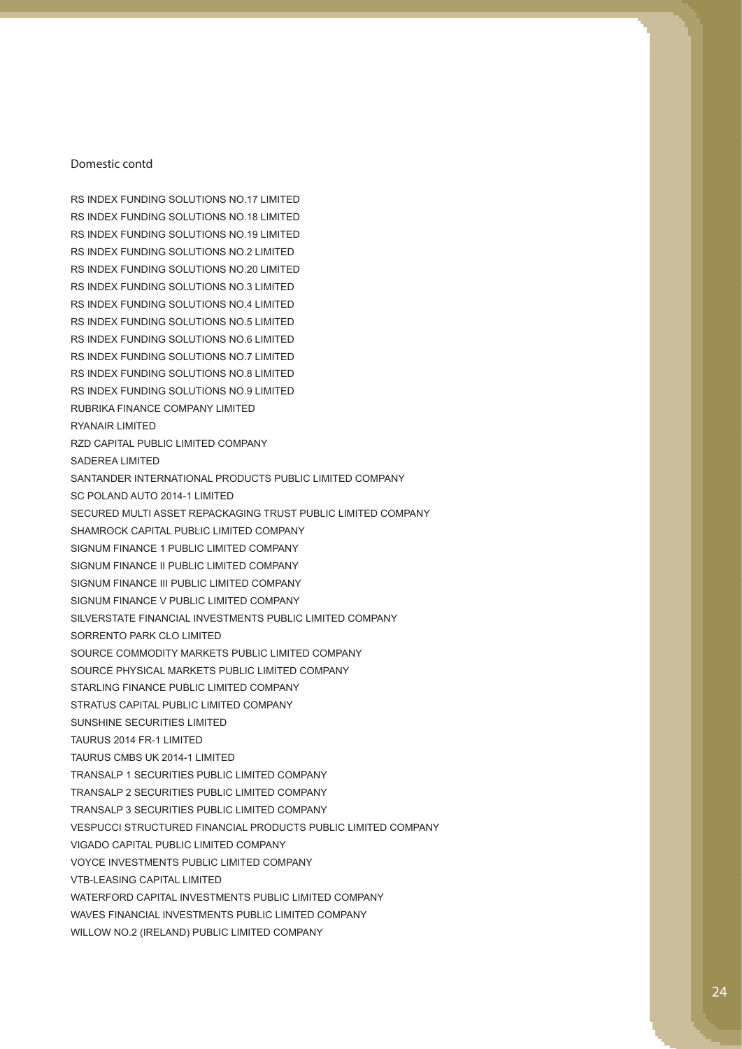Domestic contd

RS INDEX FUNDING SOLUTIONS NO.17 LIMITED
RS INDEX FUNDING SOLUTIONS NO.18 LIMITED
RS INDEX FUNDING SOLUTIONS NO.19 LIMITED
RS INDEX FUNDING SOLUTIONS NO.2 LIMITED
RS INDEX FUNDING SOLUTIONS NO.20 LIMITED
RS INDEX FUNDING SOLUTIONS NO.3 LIMITED
RS INDEX FUNDING SOLUTIONS NO.4 LIMITED
RS INDEX FUNDING SOLUTIONS NO.5 LIMITED
RS INDEX FUNDING SOLUTIONS NO.6 LIMITED
RS INDEX FUNDING SOLUTIONS NO.7 LIMITED
RS INDEX FUNDING SOLUTIONS NO.8 LIMITED
RS INDEX FUNDING SOLUTIONS NO.9 LIMITED
RUBRIKA FINANCE COMPANY LIMITED
RYANAIR LIMITED
RZD CAPITAL PUBLIC LIMITED COMPANY
SADEREA LIMITED
SANTANDER INTERNATIONAL PRODUCTS PUBLIC LIMITED COMPANY
SC POLAND AUTO 2014-1 LIMITED
SECURED MULTI ASSET REPACKAGING TRUST PUBLIC LIMITED COMPANY
SHAMROCK CAPITAL PUBLIC LIMITED COMPANY
SIGNUM FINANCE 1 PUBLIC LIMITED COMPANY
SIGNUM FINANCE II PUBLIC LIMITED COMPANY
SIGNUM FINANCE III PUBLIC LIMITED COMPANY
SIGNUM FINANCE V PUBLIC LIMITED COMPANY
SILVERSTATE FINANCIAL INVESTMENTS PUBLIC LIMITED COMPANY
SORRENTO PARK CLO LIMITED
SOURCE COMMODITY MARKETS PUBLIC LIMITED COMPANY
SOURCE PHYSICAL MARKETS PUBLIC LIMITED COMPANY
STARLING FINANCE PUBLIC LIMITED COMPANY
STRATUS CAPITAL PUBLIC LIMITED COMPANY
SUNSHINE SECURITIES LIMITED
TAURUS 2014 FR-1 LIMITED
TAURUS CMBS UK 2014-1 LIMITED
TRANSALP 1 SECURITIES PUBLIC LIMITED COMPANY
TRANSALP 2 SECURITIES PUBLIC LIMITED COMPANY
TRANSALP 3 SECURITIES PUBLIC LIMITED COMPANY
VESPUCCI STRUCTURED FINANCIAL PRODUCTS PUBLIC LIMITED COMPANY
VIGADO CAPITAL PUBLIC LIMITED COMPANY
VOYCE INVESTMENTS PUBLIC LIMITED COMPANY
VTB-LEASING CAPITAL LIMITED
WATERFORD CAPITAL INVESTMENTS PUBLIC LIMITED COMPANY
WAVES FINANCIAL INVESTMENTS PUBLIC LIMITED COMPANY
WILLOW NO.2 (IRELAND) PUBLIC LIMITED COMPANY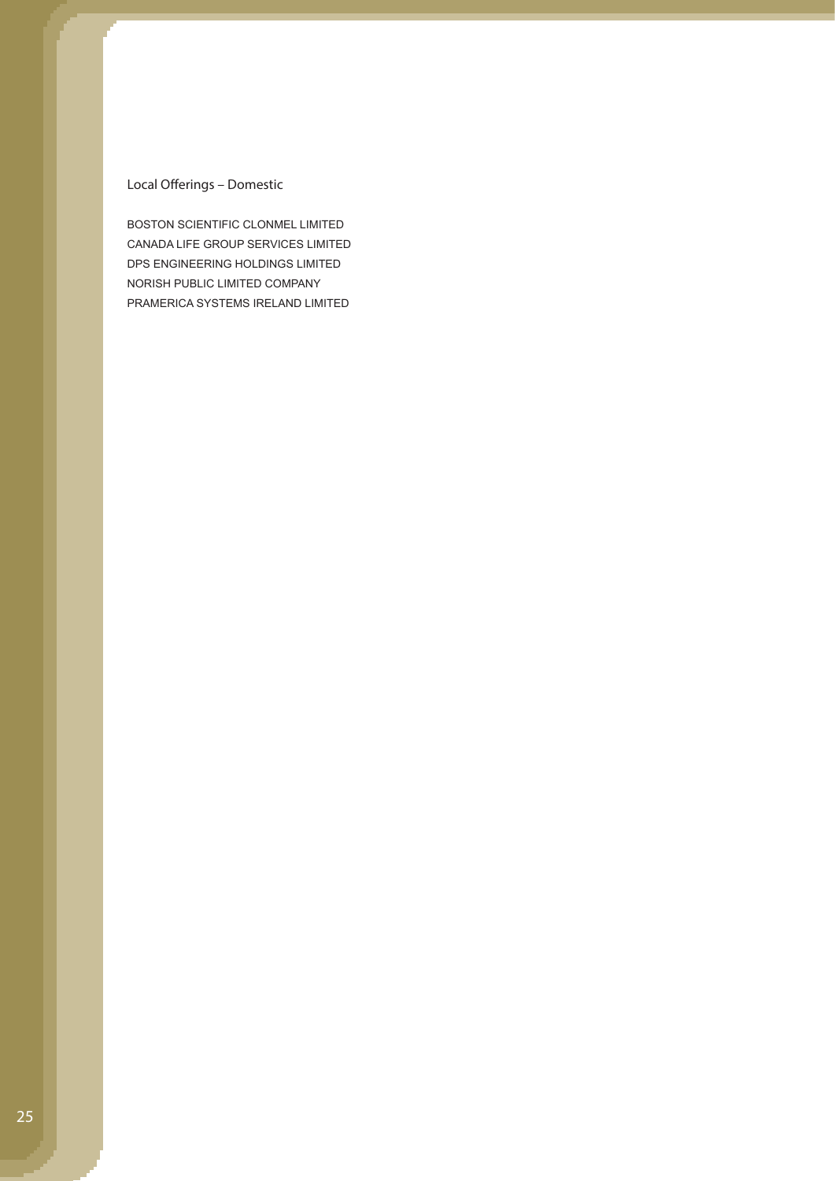## Local Offerings – Domestic

BOSTON SCIENTIFIC CLONMEL LIMITED
CANADA LIFE GROUP SERVICES LIMITED
DPS ENGINEERING HOLDINGS LIMITED
NORISH PUBLIC LIMITED COMPANY
PRAMERICA SYSTEMS IRELAND LIMITED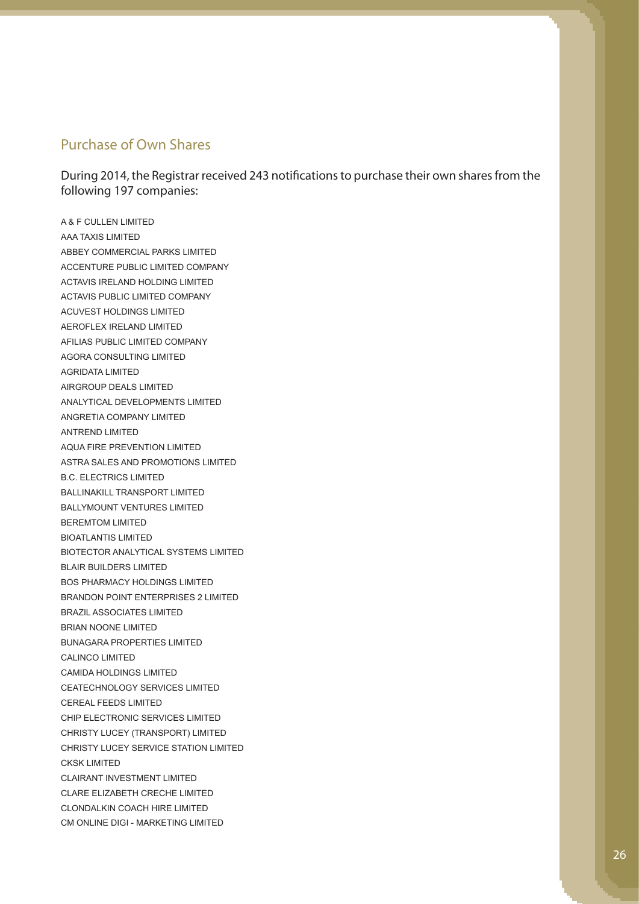## Purchase of Own Shares

During 2014, the Registrar received 243 notifications to purchase their own shares from the following 197 companies:

A & F CULLEN LIMITED
AAA TAXIS LIMITED
ABBEY COMMERCIAL PARKS LIMITED
ACCENTURE PUBLIC LIMITED COMPANY
ACTAVIS IRELAND HOLDING LIMITED
ACTAVIS PUBLIC LIMITED COMPANY
ACUVEST HOLDINGS LIMITED
AEROFLEX IRELAND LIMITED
AFILIAS PUBLIC LIMITED COMPANY
AGORA CONSULTING LIMITED
AGRIDATA LIMITED
AIRGROUP DEALS LIMITED
ANALYTICAL DEVELOPMENTS LIMITED
ANGRETIA COMPANY LIMITED
ANTREND LIMITED
AQUA FIRE PREVENTION LIMITED
ASTRA SALES AND PROMOTIONS LIMITED
B.C. ELECTRICS LIMITED
BALLINAKILL TRANSPORT LIMITED
BALLYMOUNT VENTURES LIMITED
BEREMTOM LIMITED
BIOATLANTIS LIMITED
BIOTECTOR ANALYTICAL SYSTEMS LIMITED
BLAIR BUILDERS LIMITED
BOS PHARMACY HOLDINGS LIMITED
BRANDON POINT ENTERPRISES 2 LIMITED
BRAZIL ASSOCIATES LIMITED
BRIAN NOONE LIMITED
BUNAGARA PROPERTIES LIMITED
CALINCO LIMITED
CAMIDA HOLDINGS LIMITED
CEATECHNOLOGY SERVICES LIMITED
CEREAL FEEDS LIMITED
CHIP ELECTRONIC SERVICES LIMITED
CHRISTY LUCEY (TRANSPORT) LIMITED
CHRISTY LUCEY SERVICE STATION LIMITED
CKSK LIMITED
CLAIRANT INVESTMENT LIMITED
CLARE ELIZABETH CRECHE LIMITED
CLONDALKIN COACH HIRE LIMITED
CM ONLINE DIGI - MARKETING LIMITED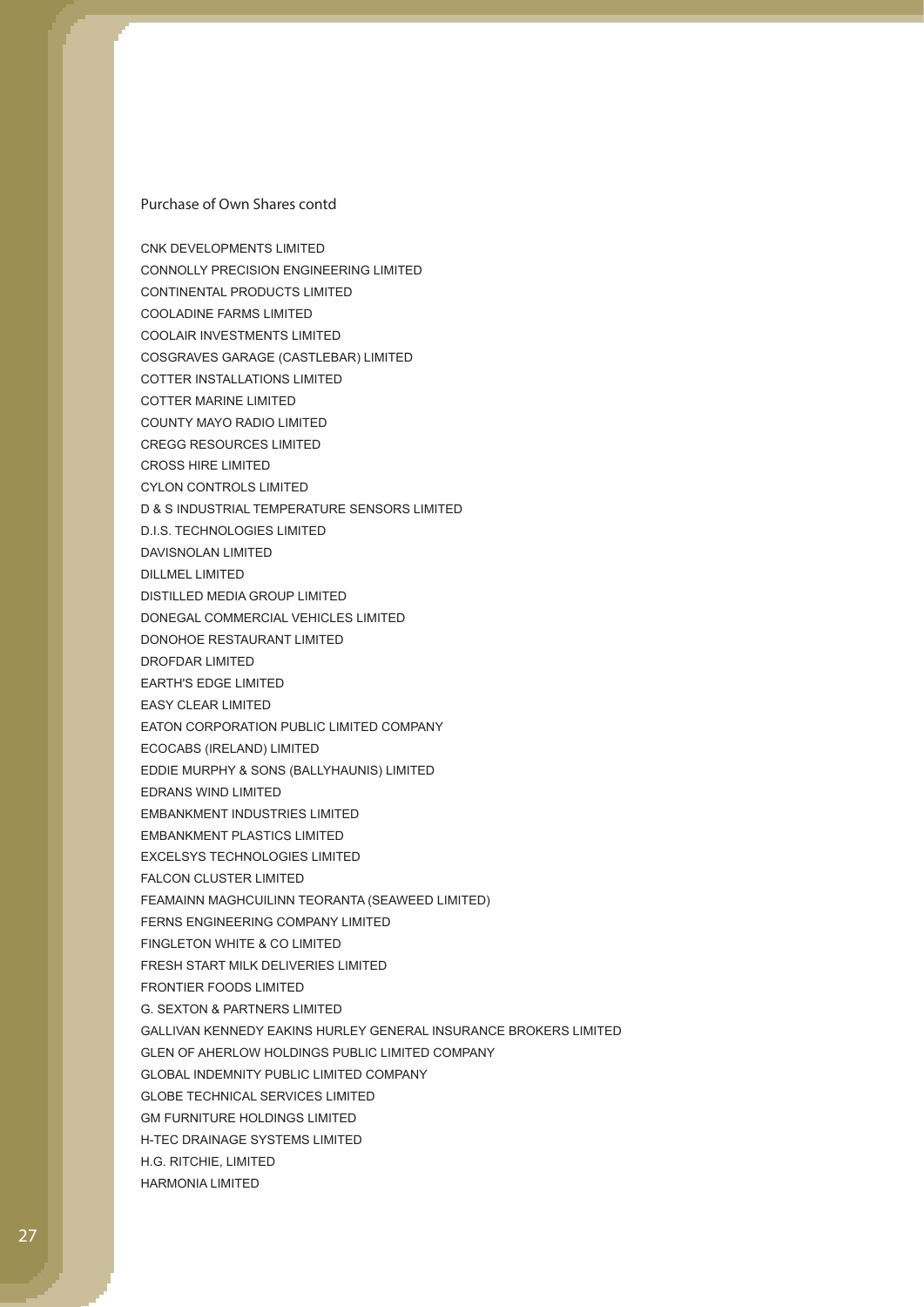Purchase of Own Shares contd

CNK DEVELOPMENTS LIMITED
CONNOLLY PRECISION ENGINEERING LIMITED
CONTINENTAL PRODUCTS LIMITED
COOLADINE FARMS LIMITED
COOLAIR INVESTMENTS LIMITED
COSGRAVES GARAGE (CASTLEBAR) LIMITED
COTTER INSTALLATIONS LIMITED
COTTER MARINE LIMITED
COUNTY MAYO RADIO LIMITED
CREGG RESOURCES LIMITED
CROSS HIRE LIMITED
CYLON CONTROLS LIMITED
D & S INDUSTRIAL TEMPERATURE SENSORS LIMITED
D.I.S. TECHNOLOGIES LIMITED
DAVISNOLAN LIMITED
DILLMEL LIMITED
DISTILLED MEDIA GROUP LIMITED
DONEGAL COMMERCIAL VEHICLES LIMITED
DONOHOE RESTAURANT LIMITED
DROFDAR LIMITED
EARTH'S EDGE LIMITED
EASY CLEAR LIMITED
EATON CORPORATION PUBLIC LIMITED COMPANY
ECOCABS (IRELAND) LIMITED
EDDIE MURPHY & SONS (BALLYHAUNIS) LIMITED
EDRANS WIND LIMITED
EMBANKMENT INDUSTRIES LIMITED
EMBANKMENT PLASTICS LIMITED
EXCELSYS TECHNOLOGIES LIMITED
FALCON CLUSTER LIMITED
FEAMAINN MAGHCUILINN TEORANTA (SEAWEED LIMITED)
FERNS ENGINEERING COMPANY LIMITED
FINGLETON WHITE & CO LIMITED
FRESH START MILK DELIVERIES LIMITED
FRONTIER FOODS LIMITED
G. SEXTON & PARTNERS LIMITED
GALLIVAN KENNEDY EAKINS HURLEY GENERAL INSURANCE BROKERS LIMITED
GLEN OF AHERLOW HOLDINGS PUBLIC LIMITED COMPANY
GLOBAL INDEMNITY PUBLIC LIMITED COMPANY
GLOBE TECHNICAL SERVICES LIMITED
GM FURNITURE HOLDINGS LIMITED
H-TEC DRAINAGE SYSTEMS LIMITED
H.G. RITCHIE, LIMITED
HARMONIA LIMITED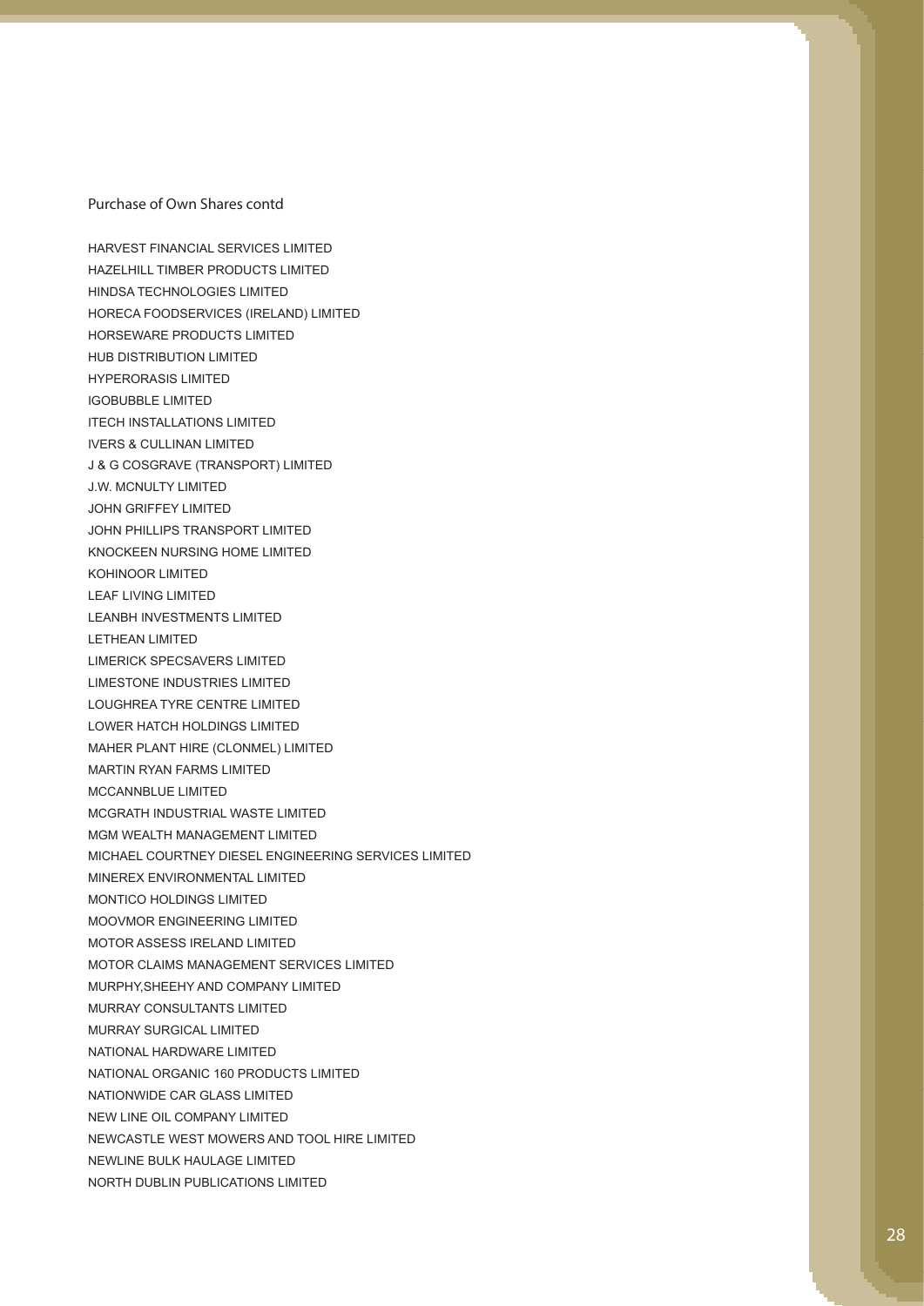Purchase of Own Shares contd

HARVEST FINANCIAL SERVICES LIMITED
HAZELHILL TIMBER PRODUCTS LIMITED
HINDSA TECHNOLOGIES LIMITED
HORECA FOODSERVICES (IRELAND) LIMITED
HORSEWARE PRODUCTS LIMITED
HUB DISTRIBUTION LIMITED
HYPERORASIS LIMITED
IGOBUBBLE LIMITED
ITECH INSTALLATIONS LIMITED
IVERS & CULLINAN LIMITED
J & G COSGRAVE (TRANSPORT) LIMITED
J.W. MCNULTY LIMITED
JOHN GRIFFEY LIMITED
JOHN PHILLIPS TRANSPORT LIMITED
KNOCKEEN NURSING HOME LIMITED
KOHINOOR LIMITED
LEAF LIVING LIMITED
LEANBH INVESTMENTS LIMITED
LETHEAN LIMITED
LIMERICK SPECSAVERS LIMITED
LIMESTONE INDUSTRIES LIMITED
LOUGHREA TYRE CENTRE LIMITED
LOWER HATCH HOLDINGS LIMITED
MAHER PLANT HIRE (CLONMEL) LIMITED
MARTIN RYAN FARMS LIMITED
MCCANNBLUE LIMITED
MCGRATH INDUSTRIAL WASTE LIMITED
MGM WEALTH MANAGEMENT LIMITED
MICHAEL COURTNEY DIESEL ENGINEERING SERVICES LIMITED
MINEREX ENVIRONMENTAL LIMITED
MONTICO HOLDINGS LIMITED
MOOVMOR ENGINEERING LIMITED
MOTOR ASSESS IRELAND LIMITED
MOTOR CLAIMS MANAGEMENT SERVICES LIMITED
MURPHY,SHEEHY AND COMPANY LIMITED
MURRAY CONSULTANTS LIMITED
MURRAY SURGICAL LIMITED
NATIONAL HARDWARE LIMITED
NATIONAL ORGANIC 160 PRODUCTS LIMITED
NATIONWIDE CAR GLASS LIMITED
NEW LINE OIL COMPANY LIMITED
NEWCASTLE WEST MOWERS AND TOOL HIRE LIMITED
NEWLINE BULK HAULAGE LIMITED
NORTH DUBLIN PUBLICATIONS LIMITED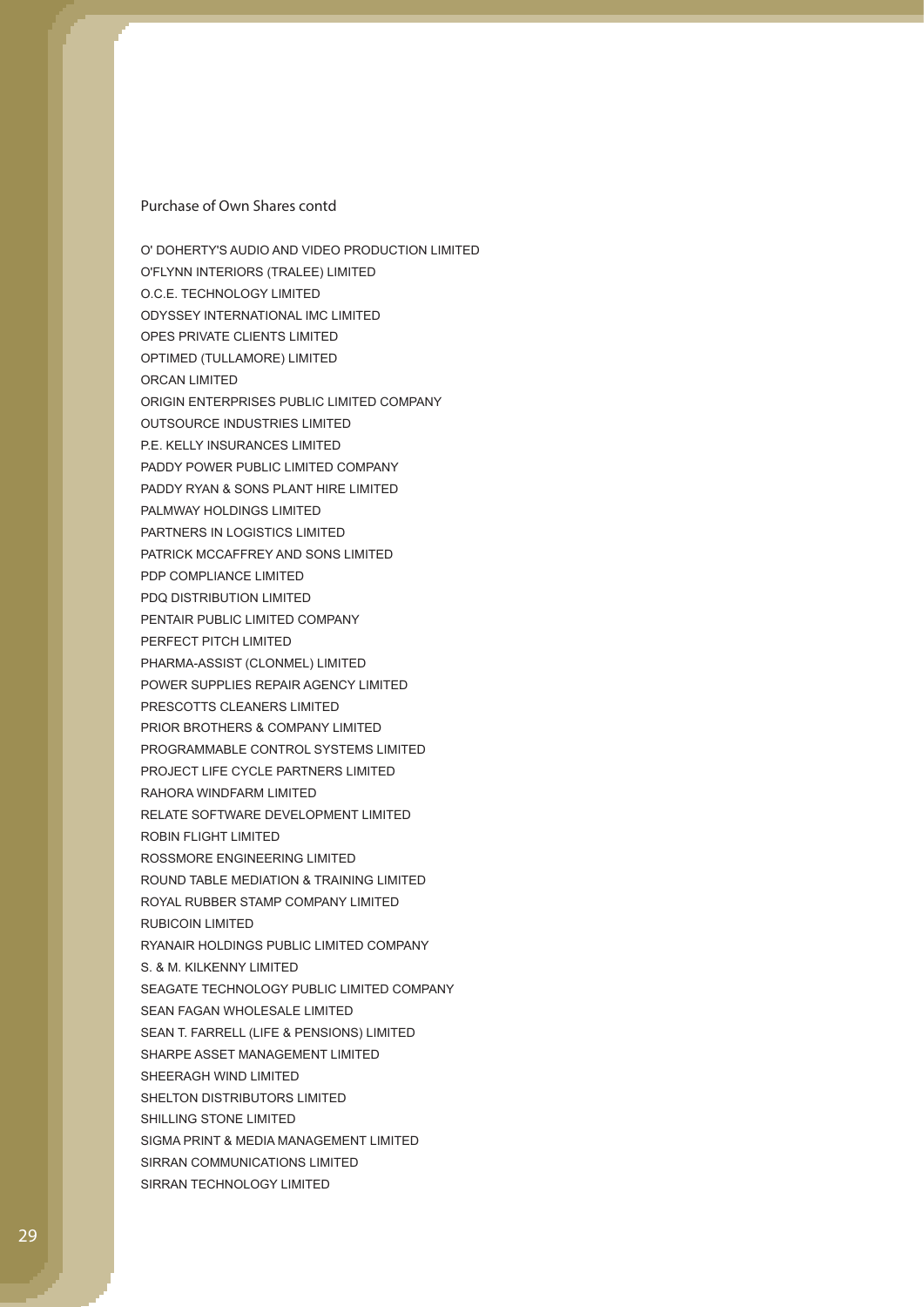Purchase of Own Shares contd

O' DOHERTY'S AUDIO AND VIDEO PRODUCTION LIMITED
O'FLYNN INTERIORS (TRALEE) LIMITED
O.C.E. TECHNOLOGY LIMITED
ODYSSEY INTERNATIONAL IMC LIMITED
OPES PRIVATE CLIENTS LIMITED
OPTIMED (TULLAMORE) LIMITED
ORCAN LIMITED
ORIGIN ENTERPRISES PUBLIC LIMITED COMPANY
OUTSOURCE INDUSTRIES LIMITED
P.E. KELLY INSURANCES LIMITED
PADDY POWER PUBLIC LIMITED COMPANY
PADDY RYAN & SONS PLANT HIRE LIMITED
PALMWAY HOLDINGS LIMITED
PARTNERS IN LOGISTICS LIMITED
PATRICK MCCAFFREY AND SONS LIMITED
PDP COMPLIANCE LIMITED
PDQ DISTRIBUTION LIMITED
PENTAIR PUBLIC LIMITED COMPANY
PERFECT PITCH LIMITED
PHARMA-ASSIST (CLONMEL) LIMITED
POWER SUPPLIES REPAIR AGENCY LIMITED
PRESCOTTS CLEANERS LIMITED
PRIOR BROTHERS & COMPANY LIMITED
PROGRAMMABLE CONTROL SYSTEMS LIMITED
PROJECT LIFE CYCLE PARTNERS LIMITED
RAHORA WINDFARM LIMITED
RELATE SOFTWARE DEVELOPMENT LIMITED
ROBIN FLIGHT LIMITED
ROSSMORE ENGINEERING LIMITED
ROUND TABLE MEDIATION & TRAINING LIMITED
ROYAL RUBBER STAMP COMPANY LIMITED
RUBICOIN LIMITED
RYANAIR HOLDINGS PUBLIC LIMITED COMPANY
S. & M. KILKENNY LIMITED
SEAGATE TECHNOLOGY PUBLIC LIMITED COMPANY
SEAN FAGAN WHOLESALE LIMITED
SEAN T. FARRELL (LIFE & PENSIONS) LIMITED
SHARPE ASSET MANAGEMENT LIMITED
SHEERAGH WIND LIMITED
SHELTON DISTRIBUTORS LIMITED
SHILLING STONE LIMITED
SIGMA PRINT & MEDIA MANAGEMENT LIMITED
SIRRAN COMMUNICATIONS LIMITED
SIRRAN TECHNOLOGY LIMITED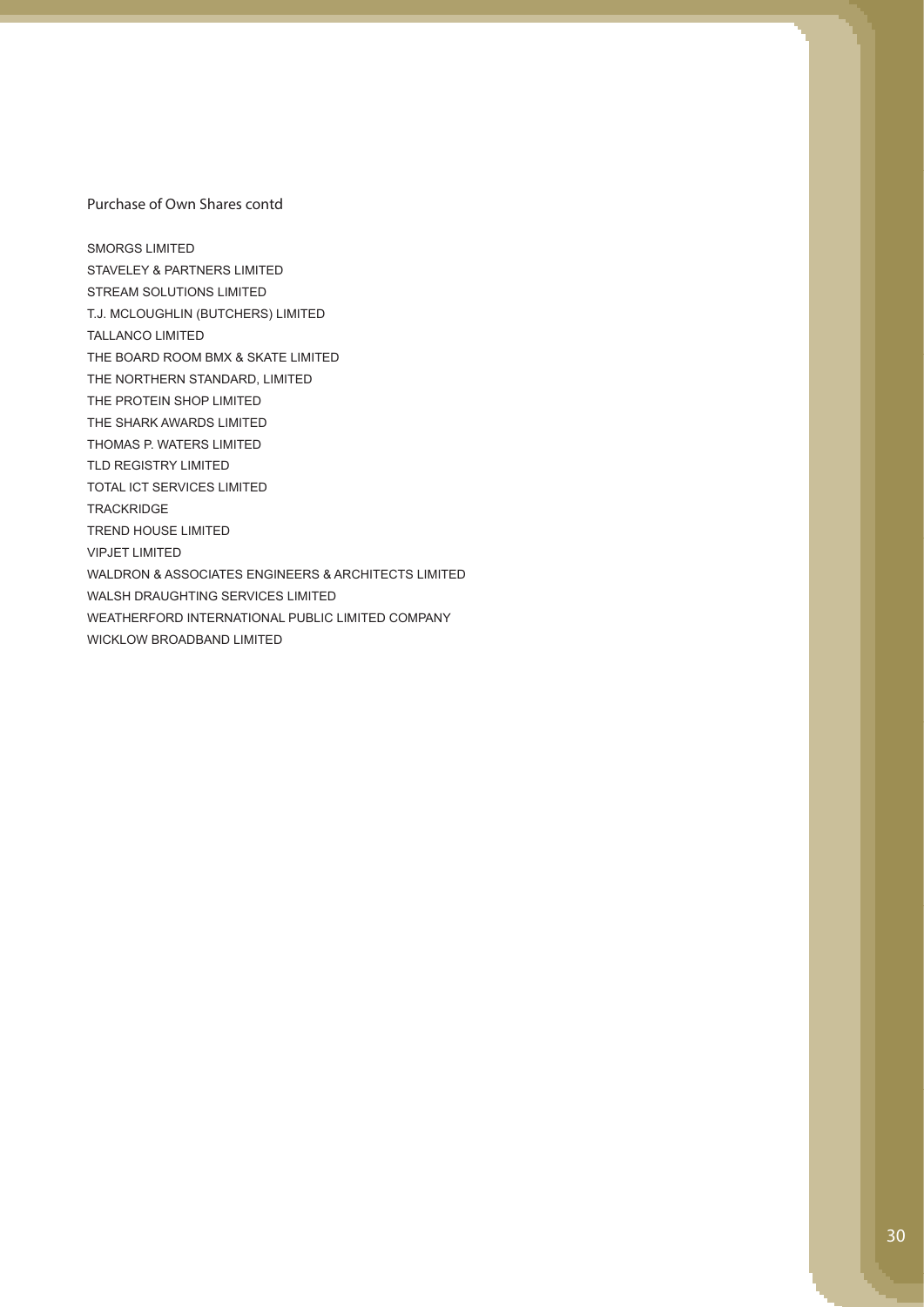Purchase of Own Shares contd

SMORGS LIMITED
STAVELEY & PARTNERS LIMITED
STREAM SOLUTIONS LIMITED
T.J. MCLOUGHLIN (BUTCHERS) LIMITED
TALLANCO LIMITED
THE BOARD ROOM BMX & SKATE LIMITED
THE NORTHERN STANDARD, LIMITED
THE PROTEIN SHOP LIMITED
THE SHARK AWARDS LIMITED
THOMAS P. WATERS LIMITED
TLD REGISTRY LIMITED
TOTAL ICT SERVICES LIMITED
TRACKRIDGE
TREND HOUSE LIMITED
VIPJET LIMITED
WALDRON & ASSOCIATES ENGINEERS & ARCHITECTS LIMITED
WALSH DRAUGHTING SERVICES LIMITED
WEATHERFORD INTERNATIONAL PUBLIC LIMITED COMPANY
WICKLOW BROADBAND LIMITED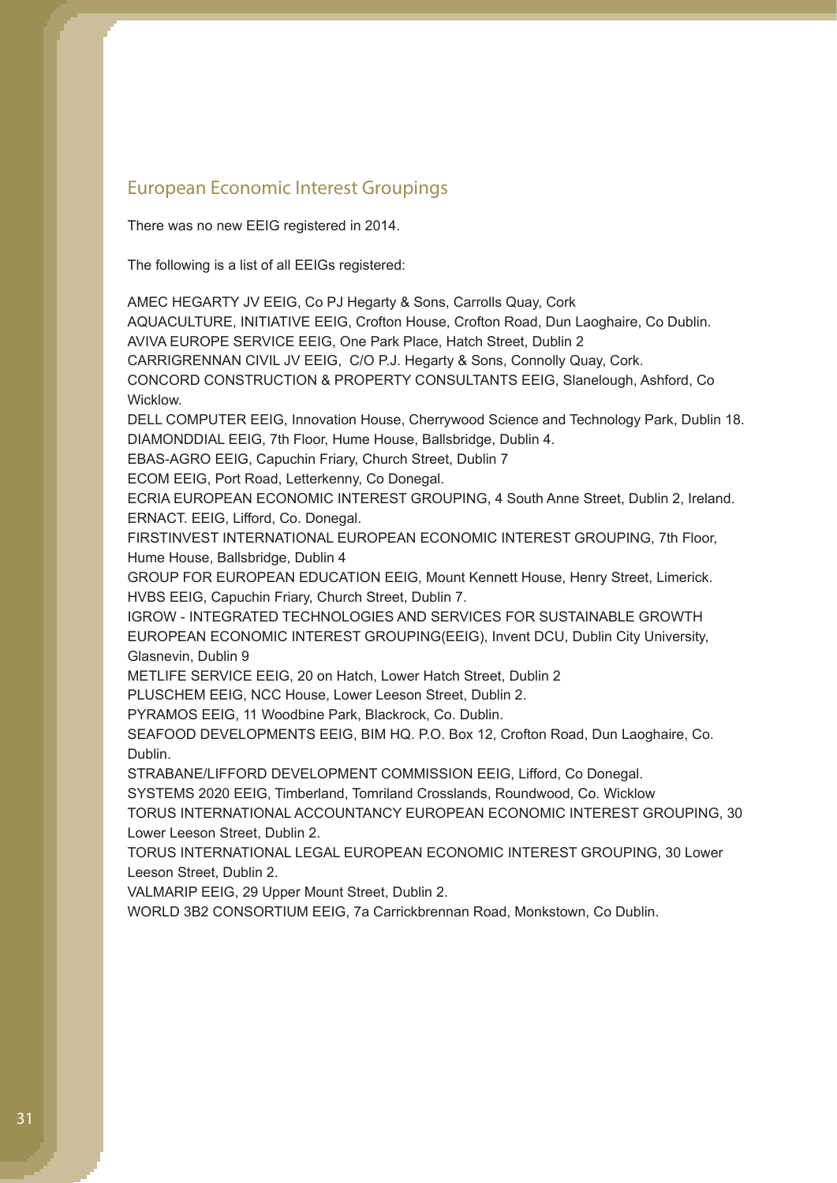## European Economic Interest Groupings

There was no new EEIG registered in 2014.

The following is a list of all EEIGs registered:

AMEC HEGARTY JV EEIG, Co PJ Hegarty & Sons, Carrolls Quay, Cork
AQUACULTURE, INITIATIVE EEIG, Crofton House, Crofton Road, Dun Laoghaire, Co Dublin.
AVIVA EUROPE SERVICE EEIG, One Park Place, Hatch Street, Dublin 2
CARRIGRENNAN CIVIL JV EEIG, C/O P.J. Hegarty & Sons, Connolly Quay, Cork.
CONCORD CONSTRUCTION & PROPERTY CONSULTANTS EEIG, Slanelough, Ashford, Co Wicklow.
DELL COMPUTER EEIG, Innovation House, Cherrywood Science and Technology Park, Dublin 18.
DIAMONDDIAL EEIG, 7th Floor, Hume House, Ballsbridge, Dublin 4.
EBAS-AGRO EEIG, Capuchin Friary, Church Street, Dublin 7
ECOM EEIG, Port Road, Letterkenny, Co Donegal.
ECRIA EUROPEAN ECONOMIC INTEREST GROUPING, 4 South Anne Street, Dublin 2, Ireland.
ERNACT. EEIG, Lifford, Co. Donegal.
FIRSTINVEST INTERNATIONAL EUROPEAN ECONOMIC INTEREST GROUPING, 7th Floor, Hume House, Ballsbridge, Dublin 4
GROUP FOR EUROPEAN EDUCATION EEIG, Mount Kennett House, Henry Street, Limerick.
HVBS EEIG, Capuchin Friary, Church Street, Dublin 7.
IGROW - INTEGRATED TECHNOLOGIES AND SERVICES FOR SUSTAINABLE GROWTH EUROPEAN ECONOMIC INTEREST GROUPING(EEIG), Invent DCU, Dublin City University, Glasnevin, Dublin 9
METLIFE SERVICE EEIG, 20 on Hatch, Lower Hatch Street, Dublin 2
PLUSCHEM EEIG, NCC House, Lower Leeson Street, Dublin 2.
PYRAMOS EEIG, 11 Woodbine Park, Blackrock, Co. Dublin.
SEAFOOD DEVELOPMENTS EEIG, BIM HQ. P.O. Box 12, Crofton Road, Dun Laoghaire, Co. Dublin.
STRABANE/LIFFORD DEVELOPMENT COMMISSION EEIG, Lifford, Co Donegal.
SYSTEMS 2020 EEIG, Timberland, Tomriland Crosslands, Roundwood, Co. Wicklow
TORUS INTERNATIONAL ACCOUNTANCY EUROPEAN ECONOMIC INTEREST GROUPING, 30 Lower Leeson Street, Dublin 2.
TORUS INTERNATIONAL LEGAL EUROPEAN ECONOMIC INTEREST GROUPING, 30 Lower Leeson Street, Dublin 2.
VALMARIP EEIG, 29 Upper Mount Street, Dublin 2.
WORLD 3B2 CONSORTIUM EEIG, 7a Carrickbrennan Road, Monkstown, Co Dublin.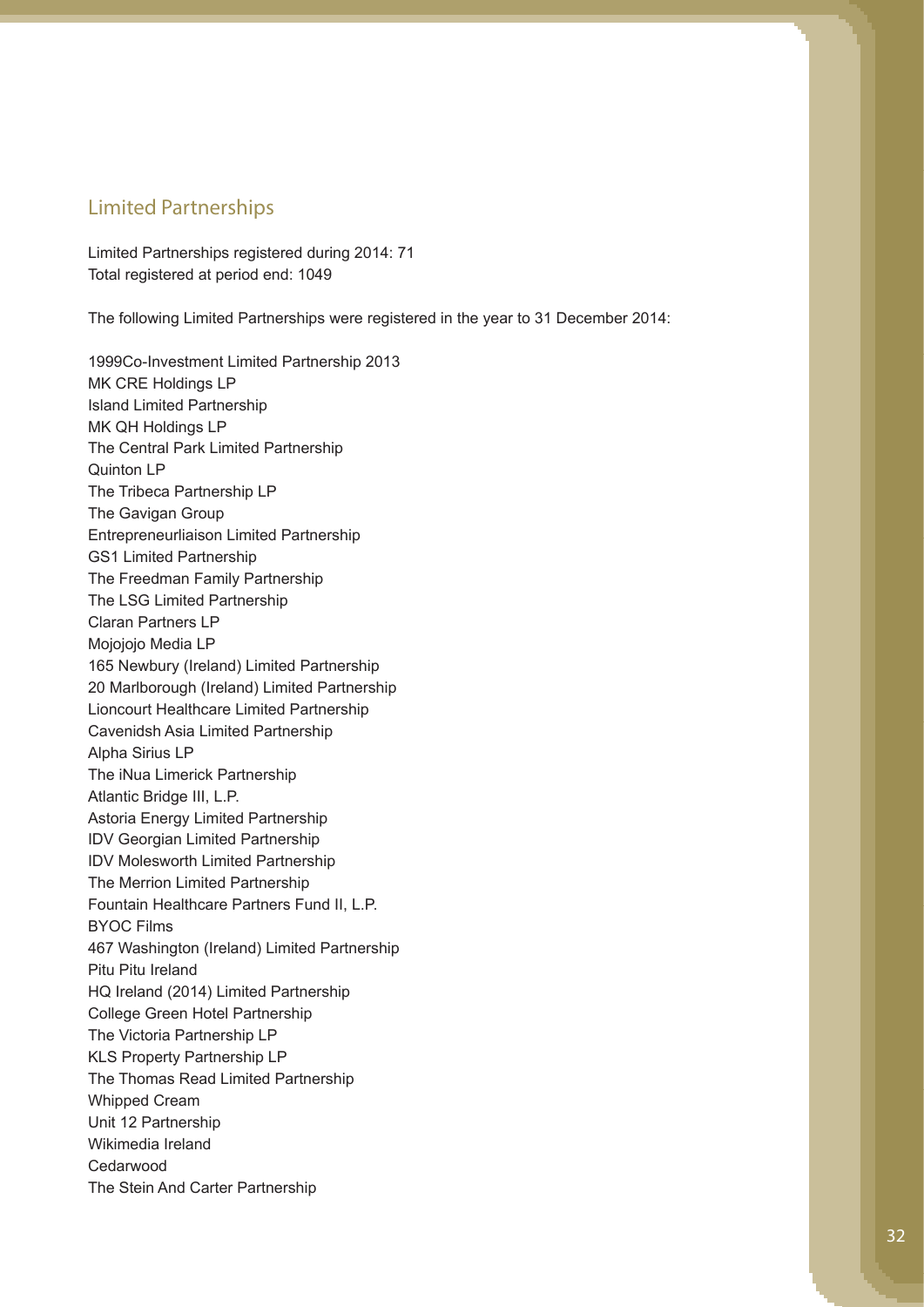## Limited Partnerships

Limited Partnerships registered during 2014: 71
Total registered at period end: 1049

The following Limited Partnerships were registered in the year to 31 December 2014:

1999Co-Investment Limited Partnership 2013
MK CRE Holdings LP
Island Limited Partnership
MK QH Holdings LP
The Central Park Limited Partnership
Quinton LP
The Tribeca Partnership LP
The Gavigan Group
Entrepreneurliaison Limited Partnership
GS1 Limited Partnership
The Freedman Family Partnership
The LSG Limited Partnership
Claran Partners LP
Mojojojo Media LP
165 Newbury (Ireland) Limited Partnership
20 Marlborough (Ireland) Limited Partnership
Lioncourt Healthcare Limited Partnership
Cavenidsh Asia Limited Partnership
Alpha Sirius LP
The iNua Limerick Partnership
Atlantic Bridge III, L.P.
Astoria Energy Limited Partnership
IDV Georgian Limited Partnership
IDV Molesworth Limited Partnership
The Merrion Limited Partnership
Fountain Healthcare Partners Fund II, L.P.
BYOC Films
467 Washington (Ireland) Limited Partnership
Pitu Pitu Ireland
HQ Ireland (2014) Limited Partnership
College Green Hotel Partnership
The Victoria Partnership LP
KLS Property Partnership LP
The Thomas Read Limited Partnership
Whipped Cream
Unit 12 Partnership
Wikimedia Ireland
Cedarwood
The Stein And Carter Partnership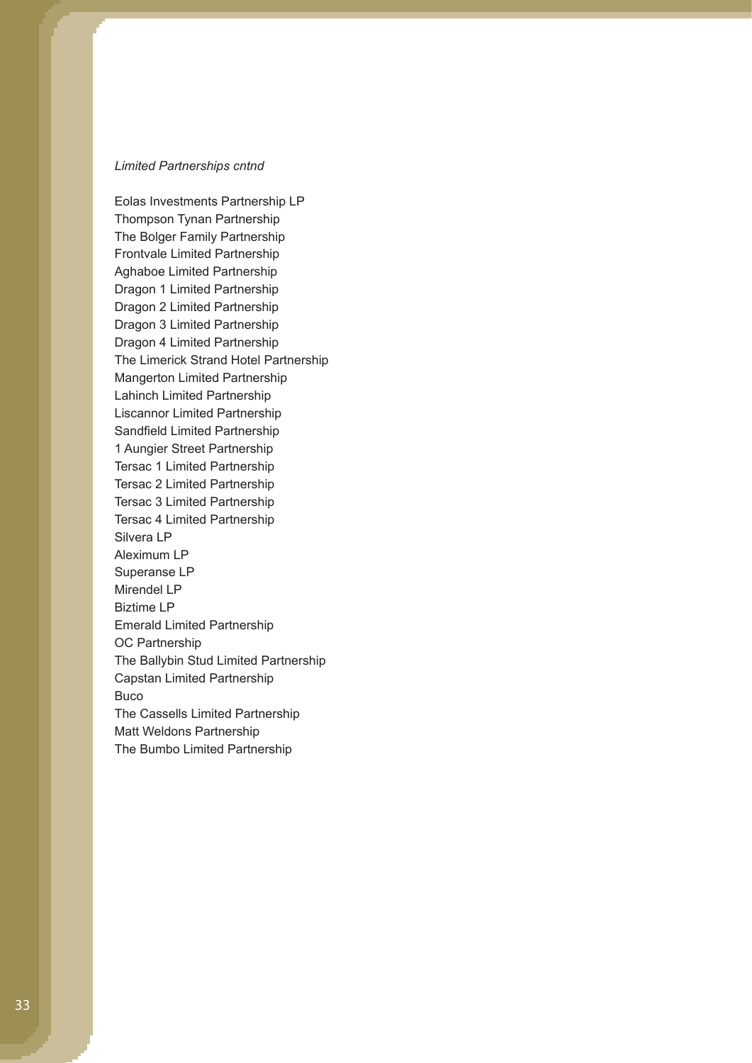*Limited Partnerships cntnd*

Eolas Investments Partnership LP
Thompson Tynan Partnership
The Bolger Family Partnership
Frontvale Limited Partnership
Aghaboe Limited Partnership
Dragon 1 Limited Partnership
Dragon 2 Limited Partnership
Dragon 3 Limited Partnership
Dragon 4 Limited Partnership
The Limerick Strand Hotel Partnership
Mangerton Limited Partnership
Lahinch Limited Partnership
Liscannor Limited Partnership
Sandfield Limited Partnership
1 Aungier Street Partnership
Tersac 1 Limited Partnership
Tersac 2 Limited Partnership
Tersac 3 Limited Partnership
Tersac 4 Limited Partnership
Silvera LP
Aleximum LP
Superanse LP
Mirendel LP
Biztime LP
Emerald Limited Partnership
OC Partnership
The Ballybin Stud Limited Partnership
Capstan Limited Partnership
Buco
The Cassells Limited Partnership
Matt Weldons Partnership
The Bumbo Limited Partnership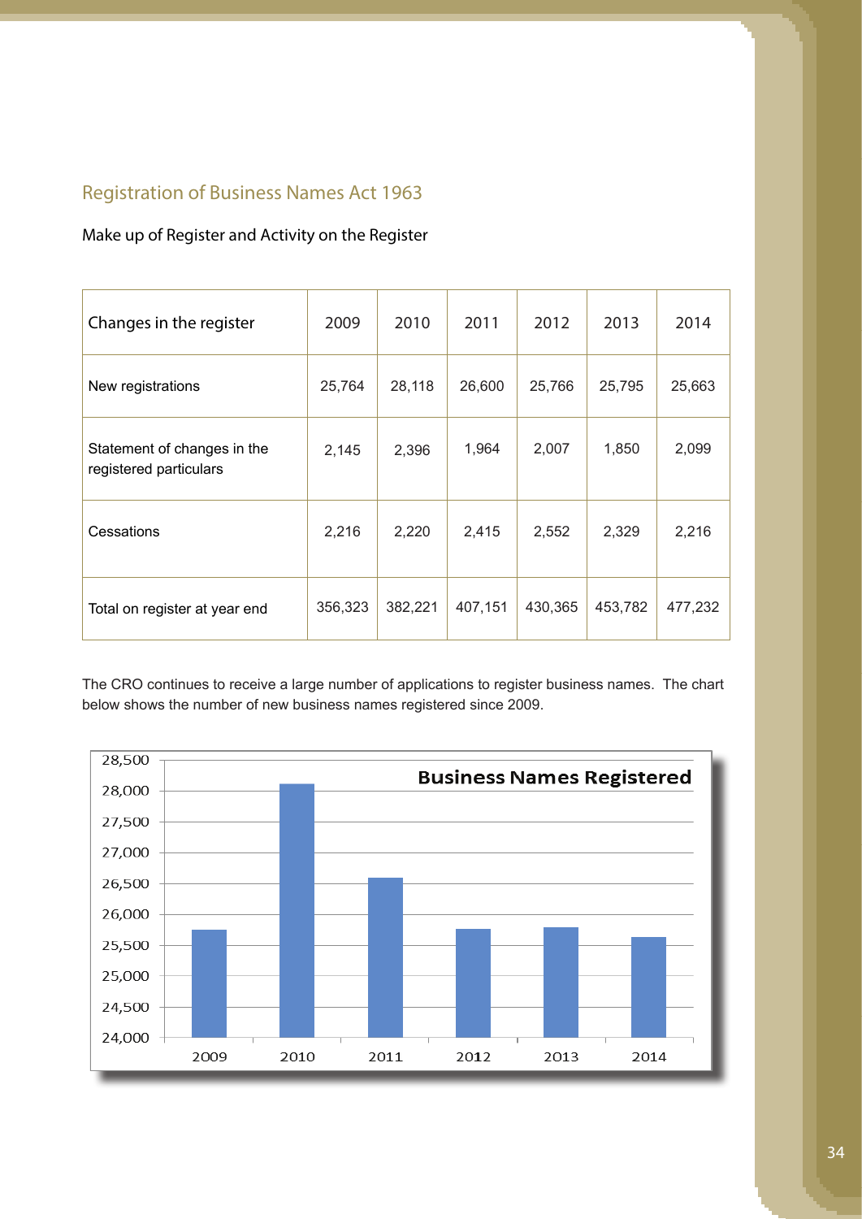## Registration of Business Names Act 1963

Make up of Register and Activity on the Register

| Changes in the register | 2009 | 2010 | 2011 | 2012 | 2013 | 2014 |
|---|---|---|---|---|---|---|
| New registrations | 25,764 | 28,118 | 26,600 | 25,766 | 25,795 | 25,663 |
| Statement of changes in the registered particulars | 2,145 | 2,396 | 1,964 | 2,007 | 1,850 | 2,099 |
| Cessations | 2,216 | 2,220 | 2,415 | 2,552 | 2,329 | 2,216 |
| Total on register at year end | 356,323 | 382,221 | 407,151 | 430,365 | 453,782 | 477,232 |

The CRO continues to receive a large number of applications to register business names. The chart below shows the number of new business names registered since 2009.

**Business Names Registered**

28,500
28,000
27,500
27,000
26,500
26,000
25,500
25,000
24,500
24,000

2009
2010
2011
2012
2013
2014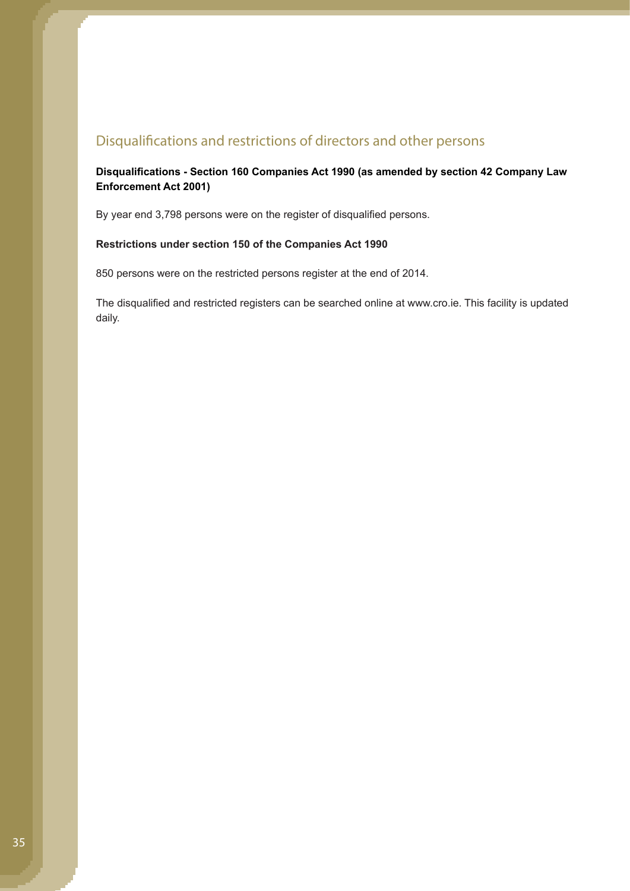## Disqualifications and restrictions of directors and other persons

**Disqualifications - Section 160 Companies Act 1990 (as amended by section 42 Company Law Enforcement Act 2001)**

By year end 3,798 persons were on the register of disqualified persons.

**Restrictions under section 150 of the Companies Act 1990**

850 persons were on the restricted persons register at the end of 2014.

The disqualified and restricted registers can be searched online at www.cro.ie. This facility is updated daily.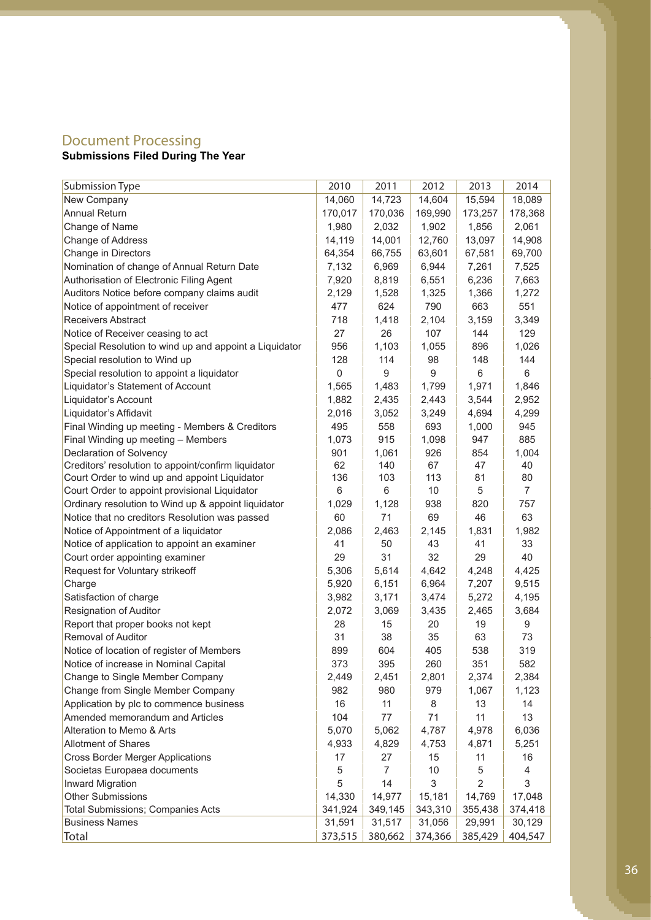## Document Processing

**Submissions Filed During The Year**

| Submission Type | 2010 | 2011 | 2012 | 2013 | 2014 |
|---|---|---|---|---|---|
| New Company | 14,060 | 14,723 | 14,604 | 15,594 | 18,089 |
| Annual Return | 170,017 | 170,036 | 169,990 | 173,257 | 178,368 |
| Change of Name | 1,980 | 2,032 | 1,902 | 1,856 | 2,061 |
| Change of Address | 14,119 | 14,001 | 12,760 | 13,097 | 14,908 |
| Change in Directors | 64,354 | 66,755 | 63,601 | 67,581 | 69,700 |
| Nomination of change of Annual Return Date | 7,132 | 6,969 | 6,944 | 7,261 | 7,525 |
| Authorisation of Electronic Filing Agent | 7,920 | 8,819 | 6,551 | 6,236 | 7,663 |
| Auditors Notice before company claims audit | 2,129 | 1,528 | 1,325 | 1,366 | 1,272 |
| Notice of appointment of receiver | 477 | 624 | 790 | 663 | 551 |
| Receivers Abstract | 718 | 1,418 | 2,104 | 3,159 | 3,349 |
| Notice of Receiver ceasing to act | 27 | 26 | 107 | 144 | 129 |
| Special Resolution to wind up and appoint a Liquidator | 956 | 1,103 | 1,055 | 896 | 1,026 |
| Special resolution to Wind up | 128 | 114 | 98 | 148 | 144 |
| Special resolution to appoint a liquidator | 0 | 9 | 9 | 6 | 6 |
| Liquidator's Statement of Account | 1,565 | 1,483 | 1,799 | 1,971 | 1,846 |
| Liquidator's Account | 1,882 | 2,435 | 2,443 | 3,544 | 2,952 |
| Liquidator's Affidavit | 2,016 | 3,052 | 3,249 | 4,694 | 4,299 |
| Final Winding up meeting - Members & Creditors | 495 | 558 | 693 | 1,000 | 945 |
| Final Winding up meeting – Members | 1,073 | 915 | 1,098 | 947 | 885 |
| Declaration of Solvency | 901 | 1,061 | 926 | 854 | 1,004 |
| Creditors' resolution to appoint/confirm liquidator | 62 | 140 | 67 | 47 | 40 |
| Court Order to wind up and appoint Liquidator | 136 | 103 | 113 | 81 | 80 |
| Court Order to appoint provisional Liquidator | 6 | 6 | 10 | 5 | 7 |
| Ordinary resolution to Wind up & appoint liquidator | 1,029 | 1,128 | 938 | 820 | 757 |
| Notice that no creditors Resolution was passed | 60 | 71 | 69 | 46 | 63 |
| Notice of Appointment of a liquidator | 2,086 | 2,463 | 2,145 | 1,831 | 1,982 |
| Notice of application to appoint an examiner | 41 | 50 | 43 | 41 | 33 |
| Court order appointing examiner | 29 | 31 | 32 | 29 | 40 |
| Request for Voluntary strikeoff | 5,306 | 5,614 | 4,642 | 4,248 | 4,425 |
| Charge | 5,920 | 6,151 | 6,964 | 7,207 | 9,515 |
| Satisfaction of charge | 3,982 | 3,171 | 3,474 | 5,272 | 4,195 |
| Resignation of Auditor | 2,072 | 3,069 | 3,435 | 2,465 | 3,684 |
| Report that proper books not kept | 28 | 15 | 20 | 19 | 9 |
| Removal of Auditor | 31 | 38 | 35 | 63 | 73 |
| Notice of location of register of Members | 899 | 604 | 405 | 538 | 319 |
| Notice of increase in Nominal Capital | 373 | 395 | 260 | 351 | 582 |
| Change to Single Member Company | 2,449 | 2,451 | 2,801 | 2,374 | 2,384 |
| Change from Single Member Company | 982 | 980 | 979 | 1,067 | 1,123 |
| Application by plc to commence business | 16 | 11 | 8 | 13 | 14 |
| Amended memorandum and Articles | 104 | 77 | 71 | 11 | 13 |
| Alteration to Memo & Arts | 5,070 | 5,062 | 4,787 | 4,978 | 6,036 |
| Allotment of Shares | 4,933 | 4,829 | 4,753 | 4,871 | 5,251 |
| Cross Border Merger Applications | 17 | 27 | 15 | 11 | 16 |
| Societas Europaea documents | 5 | 7 | 10 | 5 | 4 |
| Inward Migration | 5 | 14 | 3 | 2 | 3 |
| Other Submissions | 14,330 | 14,977 | 15,181 | 14,769 | 17,048 |
| Total Submissions; Companies Acts | 341,924 | 349,145 | 343,310 | 355,438 | 374,418 |
| Business Names | 31,591 | 31,517 | 31,056 | 29,991 | 30,129 |
| Total | 373,515 | 380,662 | 374,366 | 385,429 | 404,547 |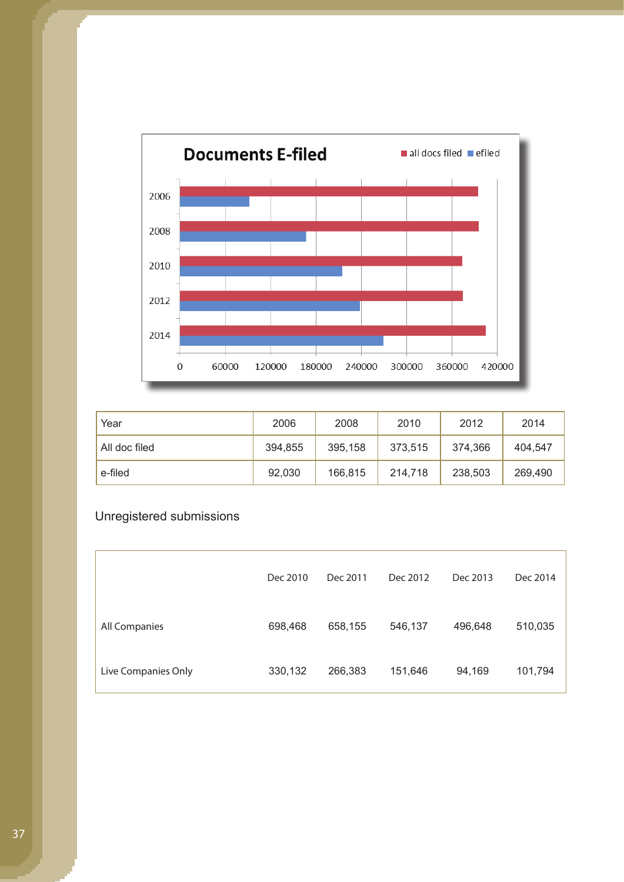Documents E-filed

all docs filed efiled

2006
2008
2010
2012
2014

0 60000 120000 180000 240000 300000 360000 420000

| Year | 2006 | 2008 | 2010 | 2012 | 2014 |
|---|---|---|---|---|---|
| All doc filed | 394,855 | 395,158 | 373,515 | 374,366 | 404,547 |
| e-filed | 92,030 | 166,815 | 214,718 | 238,503 | 269,490 |

Unregistered submissions

| | Dec 2010 | Dec 2011 | Dec 2012 | Dec 2013 | Dec 2014 |
|---|---|---|---|---|---|
| All Companies | 698,468 | 658,155 | 546,137 | 496,648 | 510,035 |
| Live Companies Only | 330,132 | 266,383 | 151,646 | 94,169 | 101,794 |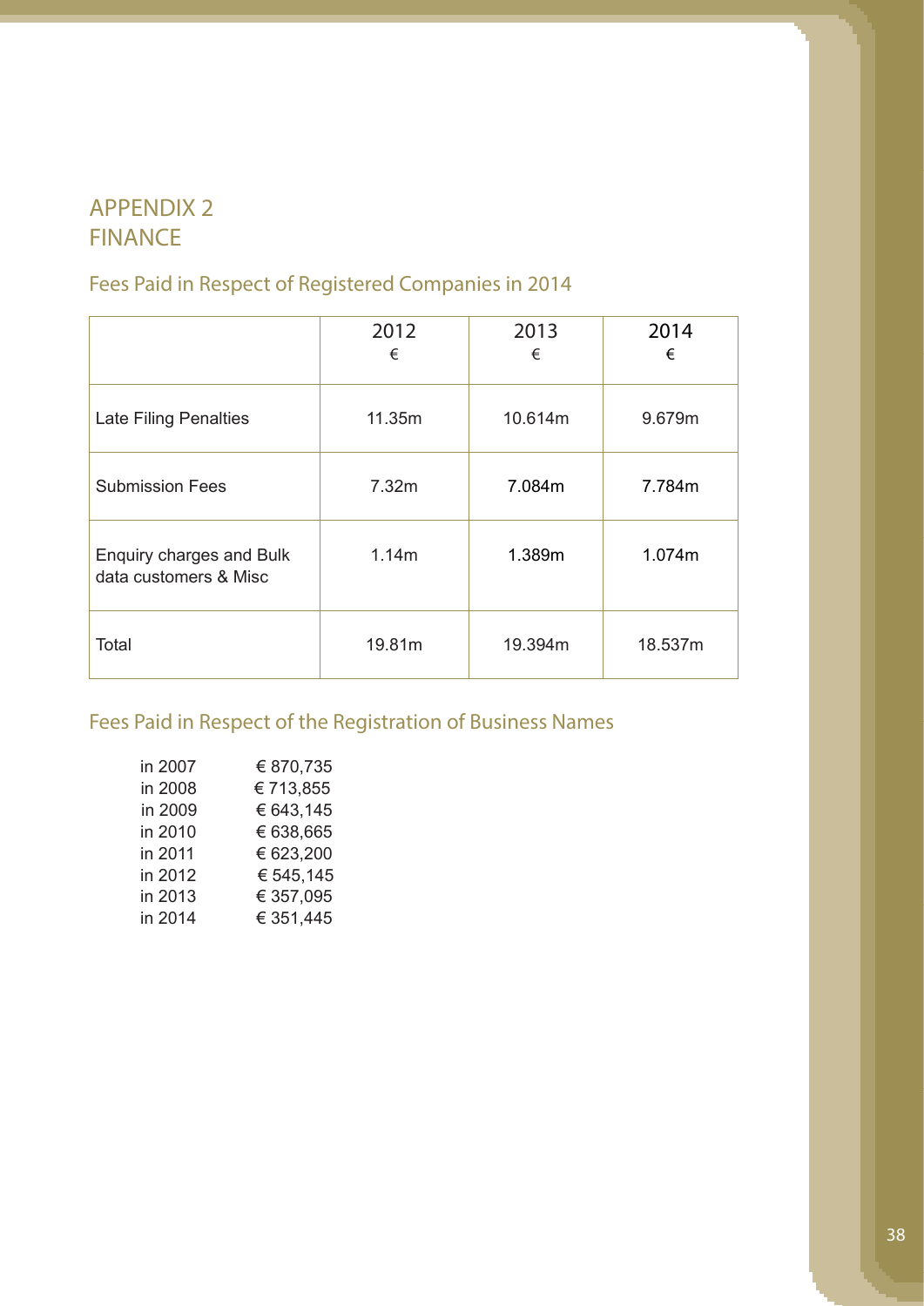# APPENDIX 2
# FINANCE

## Fees Paid in Respect of Registered Companies in 2014

| | 2012<br>€ | 2013<br>€ | 2014<br>€ |
|---|---|---|---|
| Late Filing Penalties | 11.35m | 10.614m | 9.679m |
| Submission Fees | 7.32m | 7.084m | 7.784m |
| Enquiry charges and Bulk data customers & Misc | 1.14m | 1.389m | 1.074m |
| Total | 19.81m | 19.394m | 18.537m |

## Fees Paid in Respect of the Registration of Business Names

| | |
|---|---|
| in 2007 | € 870,735 |
| in 2008 | € 713,855 |
| in 2009 | € 643,145 |
| in 2010 | € 638,665 |
| in 2011 | € 623,200 |
| in 2012 | € 545,145 |
| in 2013 | € 357,095 |
| in 2014 | € 351,445 |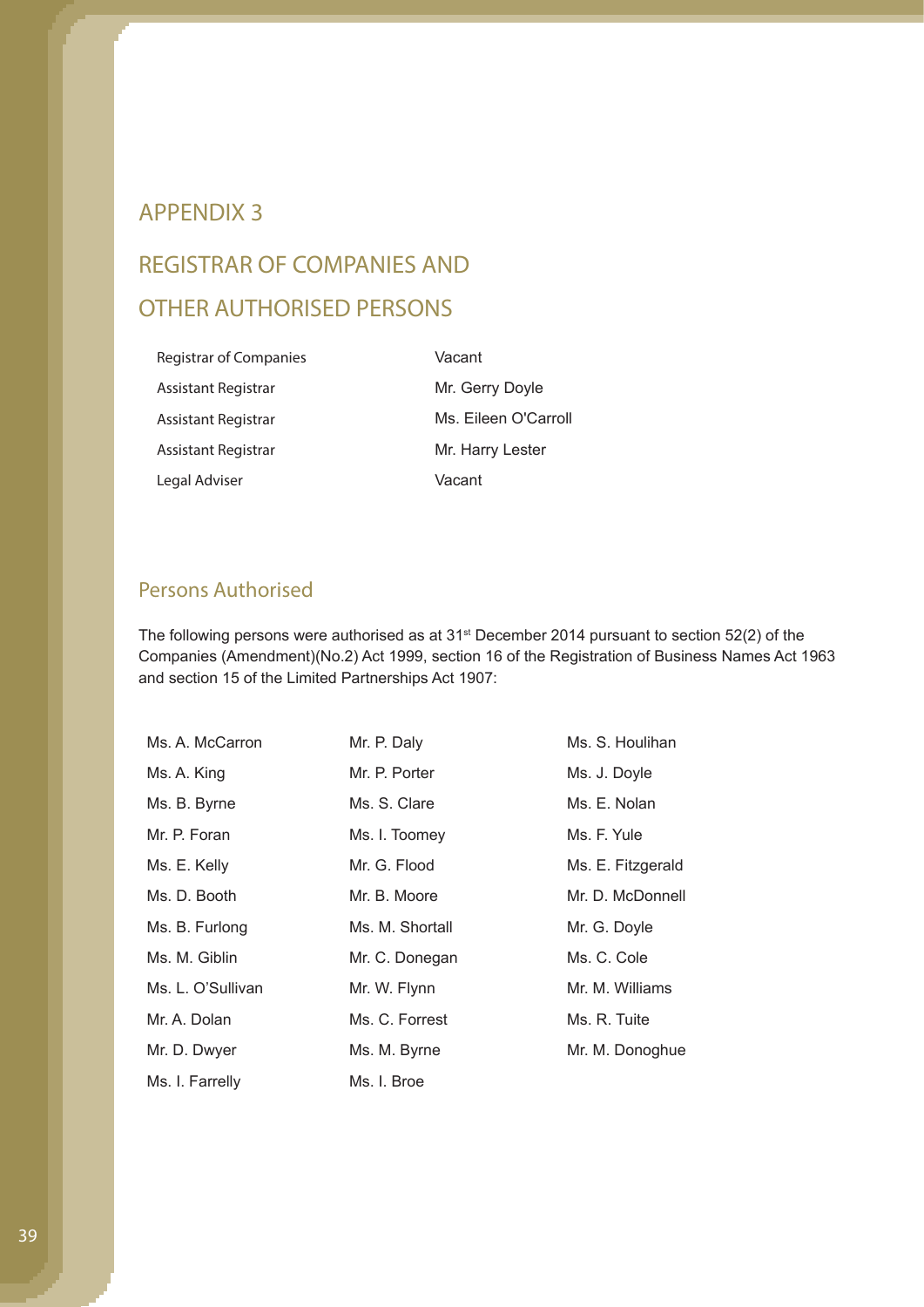# APPENDIX 3

# REGISTRAR OF COMPANIES AND OTHER AUTHORISED PERSONS

| | |
|---|---|
| Registrar of Companies | Vacant |
| Assistant Registrar | Mr. Gerry Doyle |
| Assistant Registrar | Ms. Eileen O'Carroll |
| Assistant Registrar | Mr. Harry Lester |
| Legal Adviser | Vacant |

## Persons Authorised

The following persons were authorised as at 31st December 2014 pursuant to section 52(2) of the Companies (Amendment)(No.2) Act 1999, section 16 of the Registration of Business Names Act 1963 and section 15 of the Limited Partnerships Act 1907:

| | | |
|---|---|---|
| Ms. A. McCarron | Mr. P. Daly | Ms. S. Houlihan |
| Ms. A. King | Mr. P. Porter | Ms. J. Doyle |
| Ms. B. Byrne | Ms. S. Clare | Ms. E. Nolan |
| Mr. P. Foran | Ms. I. Toomey | Ms. F. Yule |
| Ms. E. Kelly | Mr. G. Flood | Ms. E. Fitzgerald |
| Ms. D. Booth | Mr. B. Moore | Mr. D. McDonnell |
| Ms. B. Furlong | Ms. M. Shortall | Mr. G. Doyle |
| Ms. M. Giblin | Mr. C. Donegan | Ms. C. Cole |
| Ms. L. O'Sullivan | Mr. W. Flynn | Mr. M. Williams |
| Mr. A. Dolan | Ms. C. Forrest | Ms. R. Tuite |
| Mr. D. Dwyer | Ms. M. Byrne | Mr. M. Donoghue |
| Ms. I. Farrelly | Ms. I. Broe | |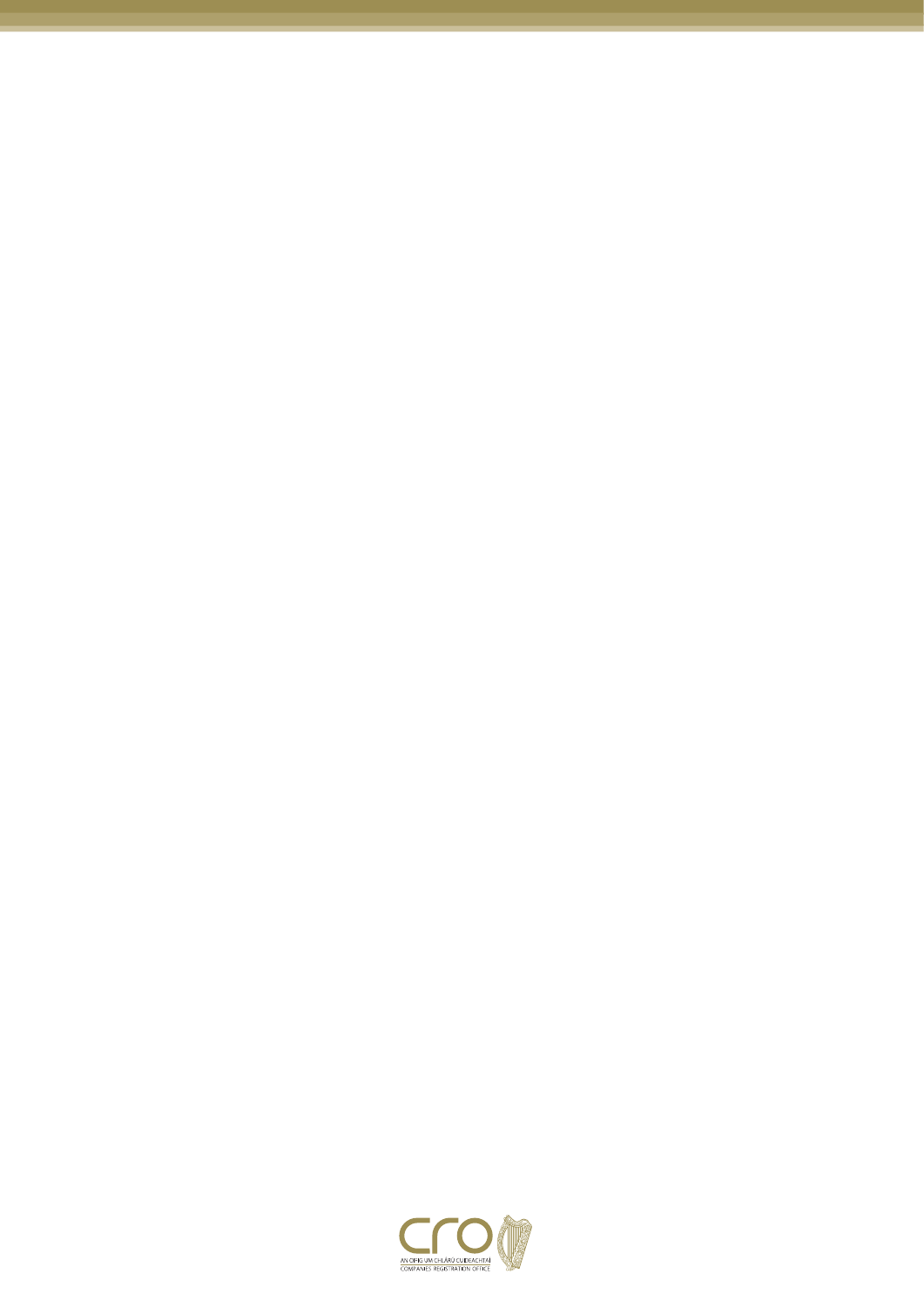cro

AN OIFIG UM CHLÁRÚ CUIDEACHTAÍ

COMPANIES REGISTRATION OFFICE